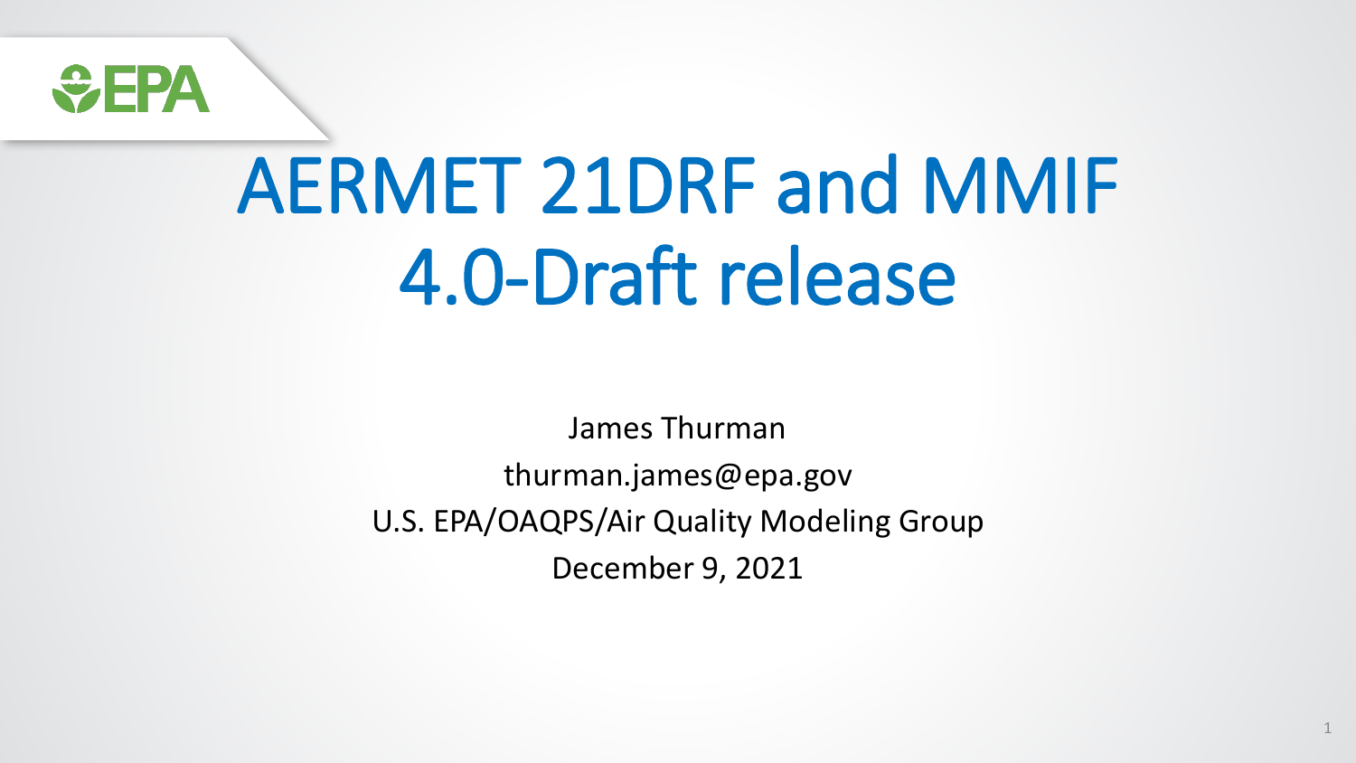# AERMET 21DRF and MMIF 4.0-Draft release

James Thurman

thurman.james@epa.gov

U.S. EPA/OAQPS/Air Quality Modeling Group

December 9, 2021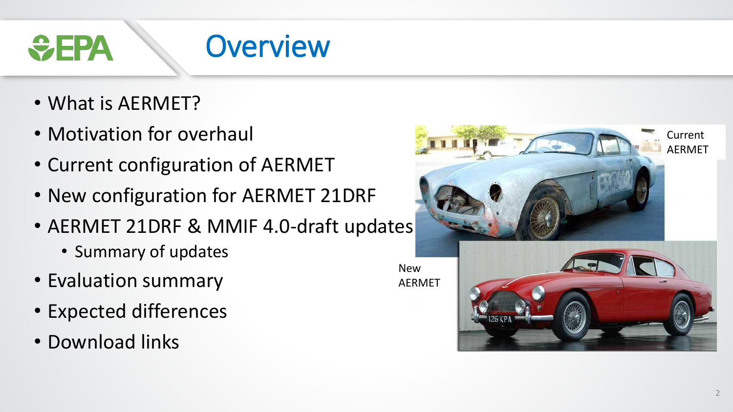# Overview

- What is AERMET?
- Motivation for overhaul
- Current configuration of AERMET
- New configuration for AERMET 21DRF
- AERMET 21DRF & MMIF 4.0-draft updates
  - Summary of updates
- Evaluation summary
- Expected differences
- Download links

Current AERMET

New AERMET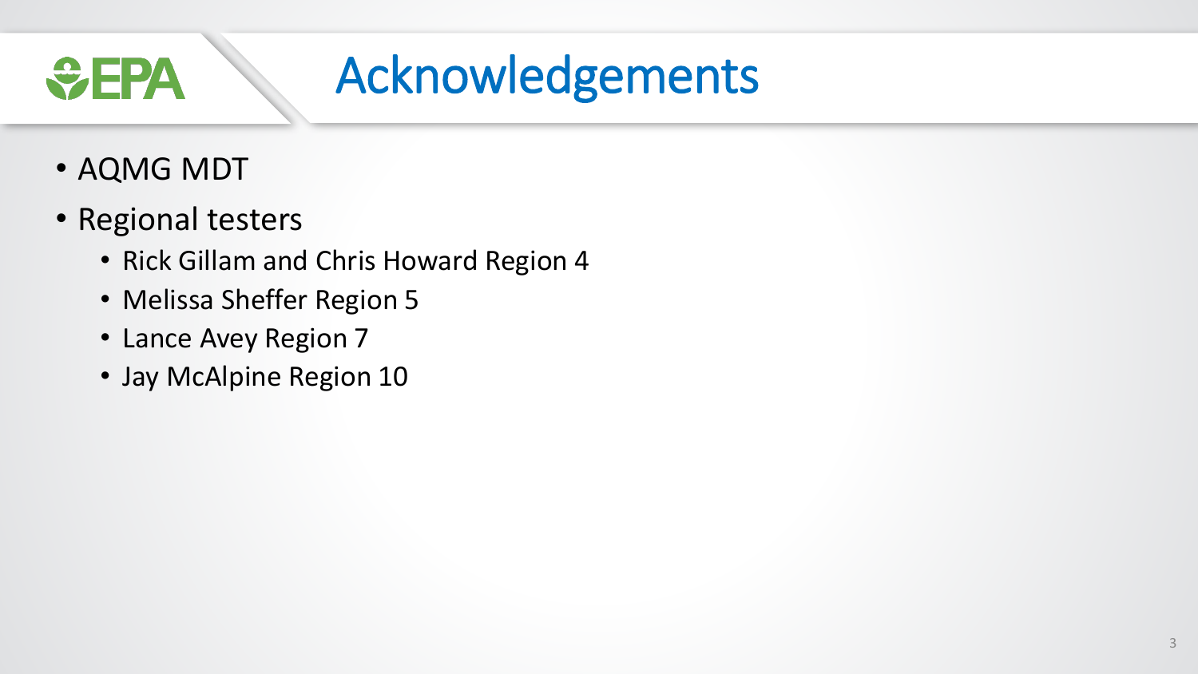# Acknowledgements

- AQMG MDT
- Regional testers
  - Rick Gillam and Chris Howard Region 4
  - Melissa Sheffer Region 5
  - Lance Avey Region 7
  - Jay McAlpine Region 10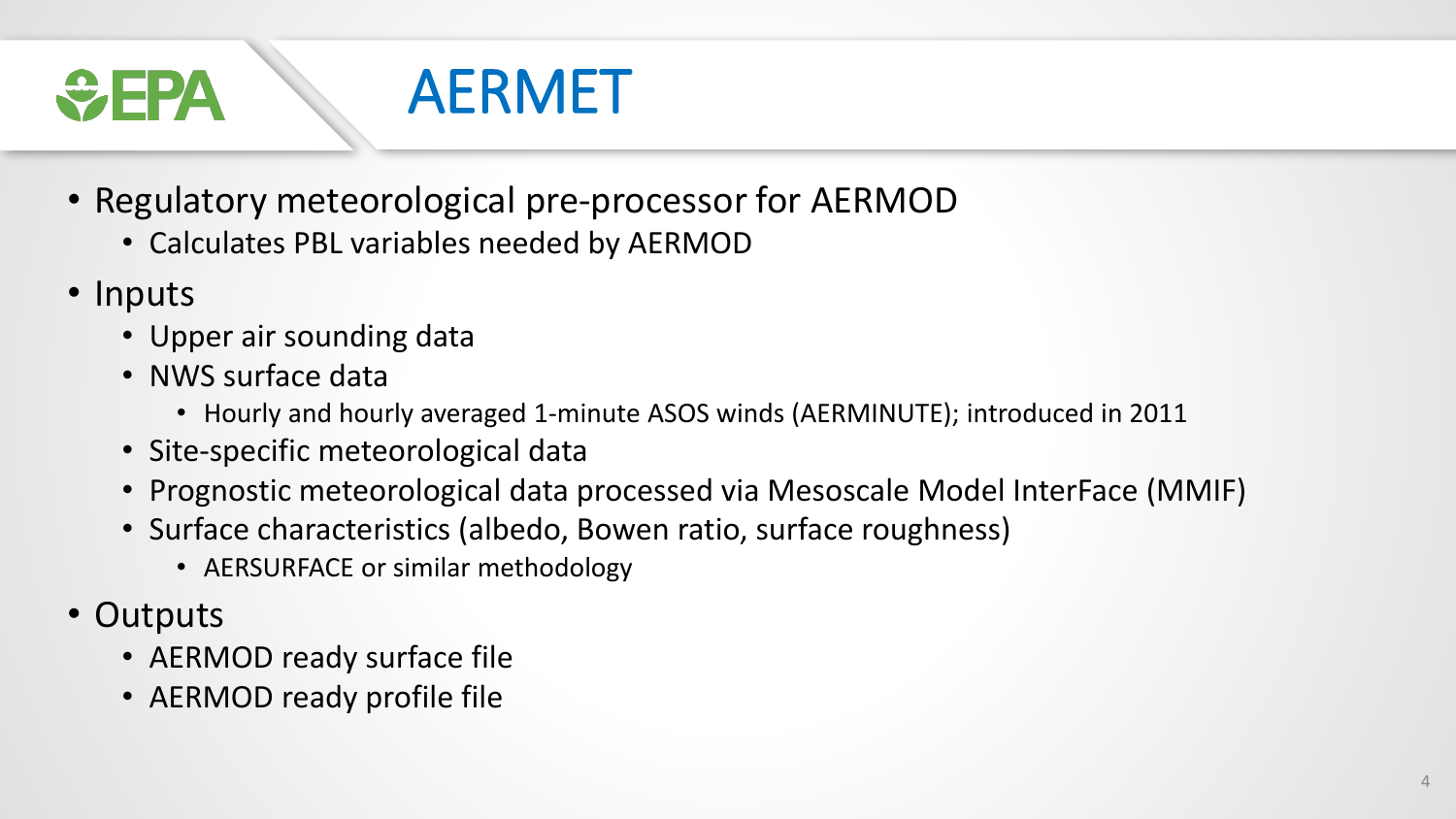# AERMET

- Regulatory meteorological pre-processor for AERMOD
  - Calculates PBL variables needed by AERMOD
- Inputs
  - Upper air sounding data
  - NWS surface data
    - Hourly and hourly averaged 1-minute ASOS winds (AERMINUTE); introduced in 2011
  - Site-specific meteorological data
  - Prognostic meteorological data processed via Mesoscale Model InterFace (MMIF)
  - Surface characteristics (albedo, Bowen ratio, surface roughness)
    - AERSURFACE or similar methodology
- Outputs
  - AERMOD ready surface file
  - AERMOD ready profile file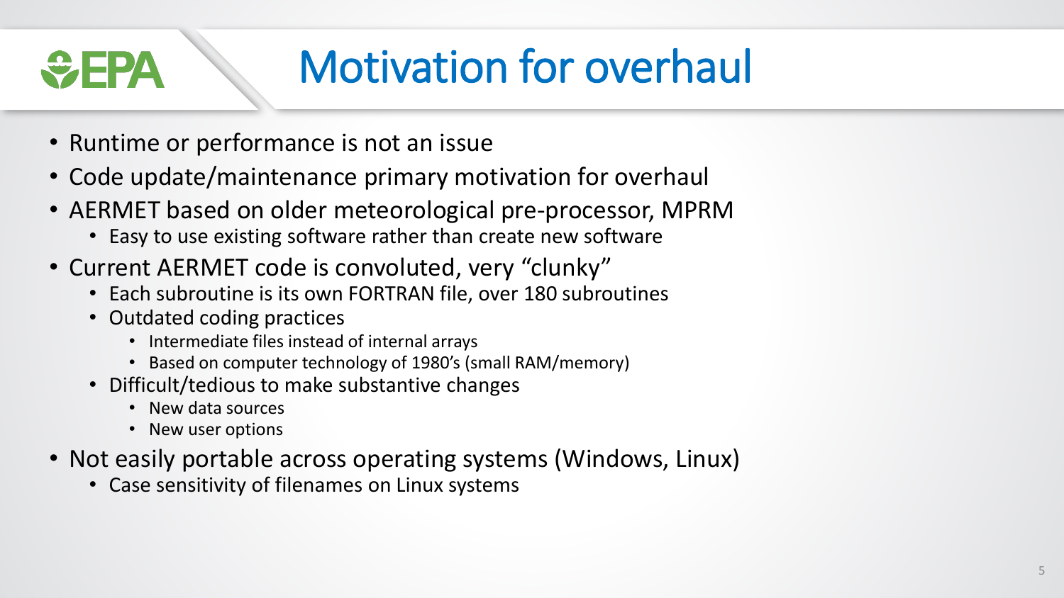# Motivation for overhaul

- Runtime or performance is not an issue
- Code update/maintenance primary motivation for overhaul
- AERMET based on older meteorological pre-processor, MPRM
  - Easy to use existing software rather than create new software
- Current AERMET code is convoluted, very "clunky"
  - Each subroutine is its own FORTRAN file, over 180 subroutines
  - Outdated coding practices
    - Intermediate files instead of internal arrays
    - Based on computer technology of 1980's (small RAM/memory)
  - Difficult/tedious to make substantive changes
    - New data sources
    - New user options
- Not easily portable across operating systems (Windows, Linux)
  - Case sensitivity of filenames on Linux systems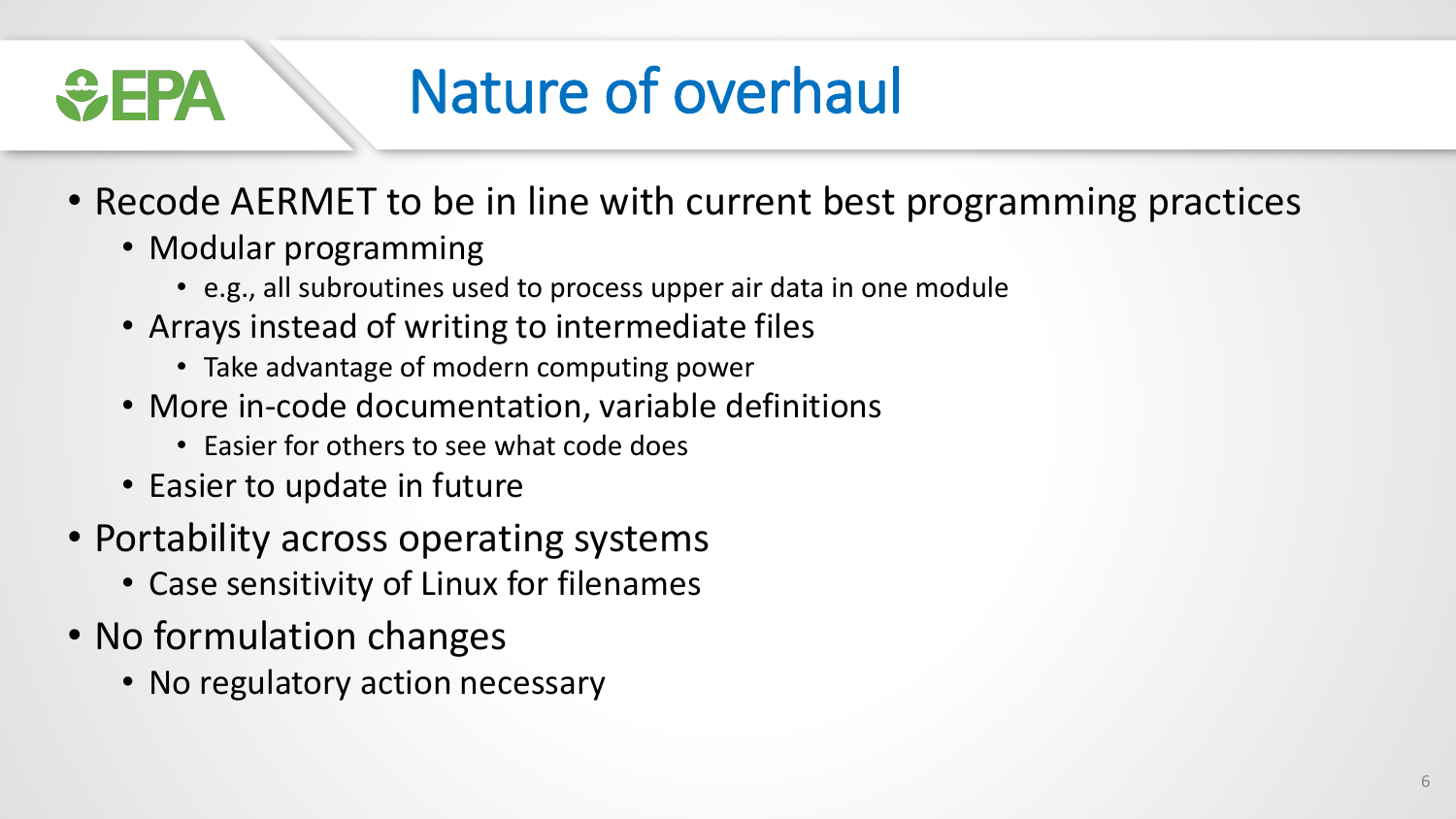# Nature of overhaul

- Recode AERMET to be in line with current best programming practices
  - Modular programming
    - e.g., all subroutines used to process upper air data in one module
  - Arrays instead of writing to intermediate files
    - Take advantage of modern computing power
  - More in-code documentation, variable definitions
    - Easier for others to see what code does
  - Easier to update in future
- Portability across operating systems
  - Case sensitivity of Linux for filenames
- No formulation changes
  - No regulatory action necessary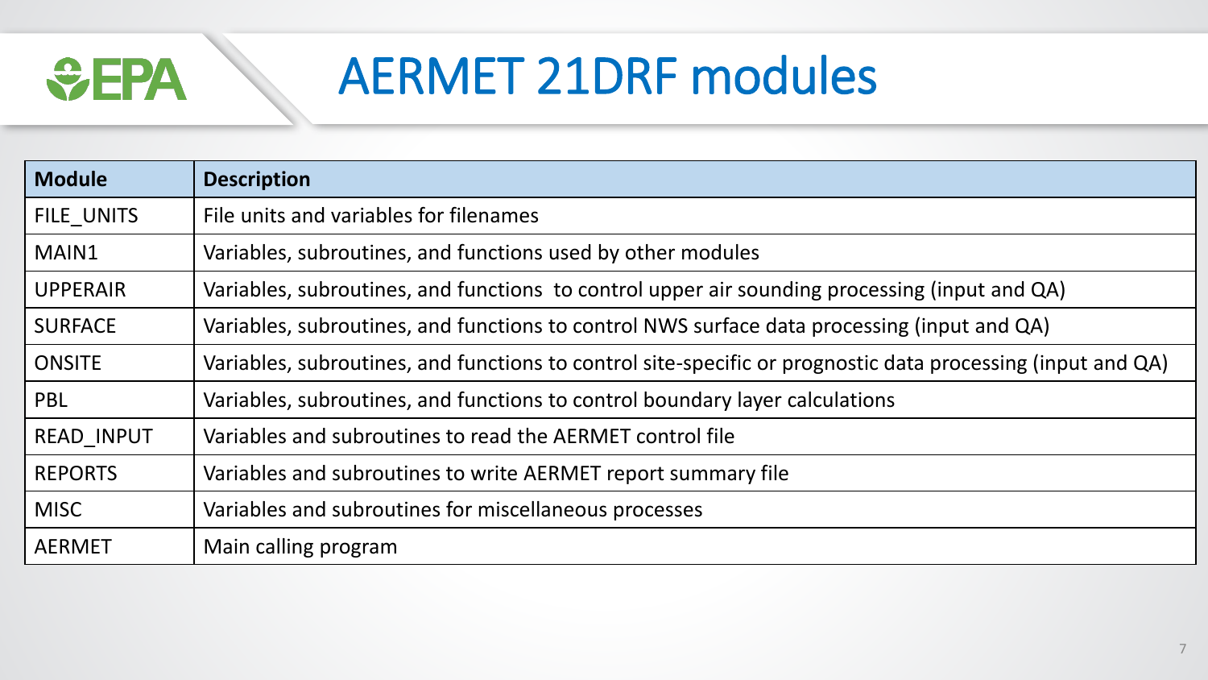# AERMET 21DRF modules

| Module | Description |
| --- | --- |
| FILE_UNITS | File units and variables for filenames |
| MAIN1 | Variables, subroutines, and functions used by other modules |
| UPPERAIR | Variables, subroutines, and functions to control upper air sounding processing (input and QA) |
| SURFACE | Variables, subroutines, and functions to control NWS surface data processing (input and QA) |
| ONSITE | Variables, subroutines, and functions to control site-specific or prognostic data processing (input and QA) |
| PBL | Variables, subroutines, and functions to control boundary layer calculations |
| READ_INPUT | Variables and subroutines to read the AERMET control file |
| REPORTS | Variables and subroutines to write AERMET report summary file |
| MISC | Variables and subroutines for miscellaneous processes |
| AERMET | Main calling program |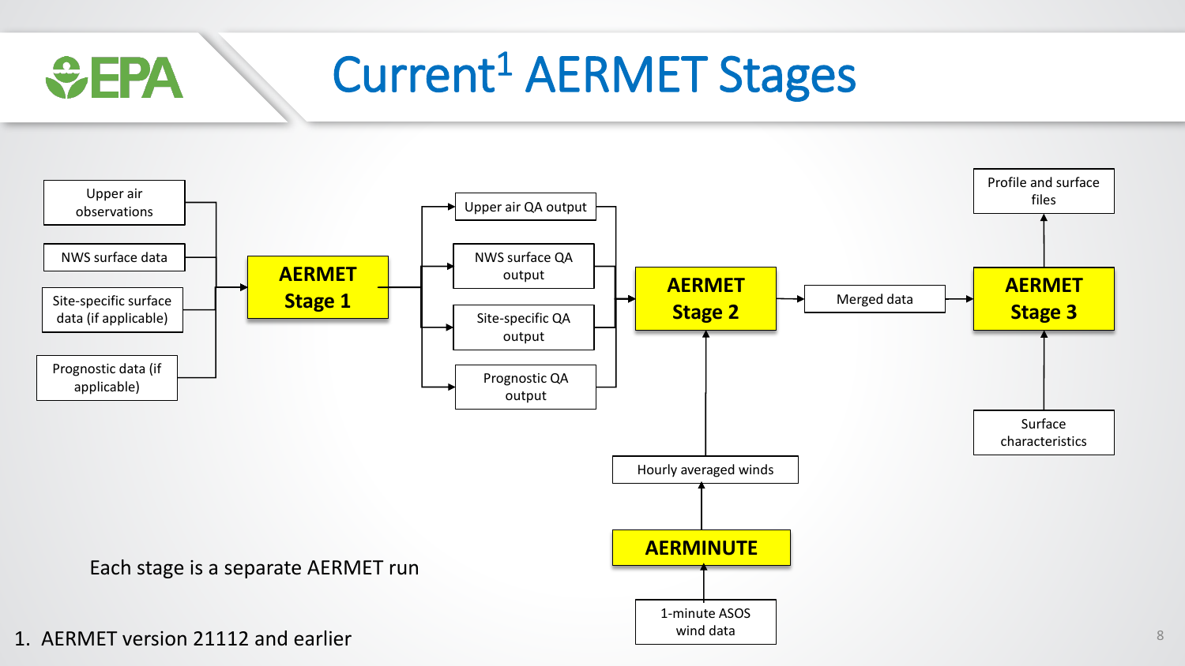# Current[1] AERMET Stages

Upper air observations

NWS surface data

Site-specific surface data (if applicable)

Prognostic data (if applicable)

**AERMET Stage 1**

Upper air QA output

NWS surface QA output

Site-specific QA output

Prognostic QA output

**AERMET Stage 2**

Merged data

**AERMET Stage 3**

Profile and surface files

Surface characteristics

Hourly averaged winds

**AERMINUTE**

1-minute ASOS wind data

Each stage is a separate AERMET run

1. AERMET version 21112 and earlier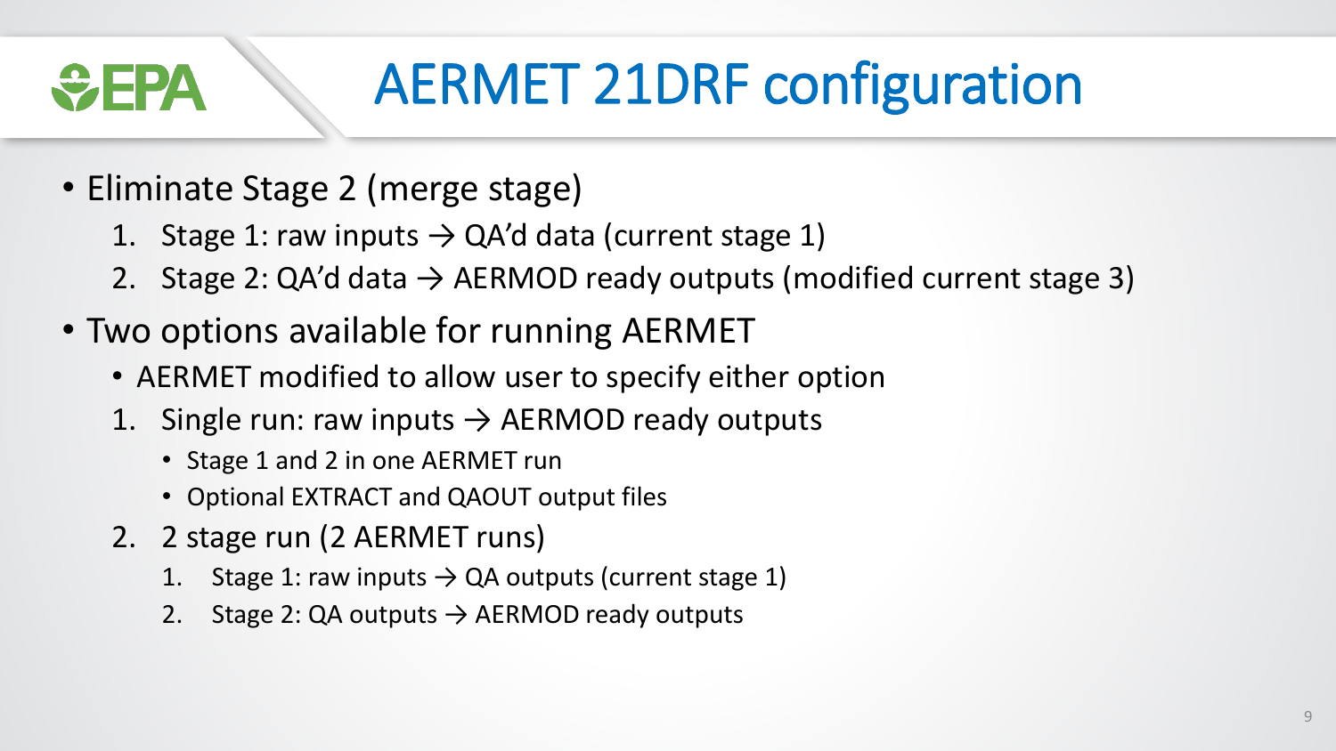# AERMET 21DRF configuration

- Eliminate Stage 2 (merge stage)
  1. Stage 1: raw inputs → QA'd data (current stage 1)
  2. Stage 2: QA'd data → AERMOD ready outputs (modified current stage 3)
- Two options available for running AERMET
  - AERMET modified to allow user to specify either option
  1. Single run: raw inputs → AERMOD ready outputs
     - Stage 1 and 2 in one AERMET run
     - Optional EXTRACT and QAOUT output files
  2. 2 stage run (2 AERMET runs)
     1. Stage 1: raw inputs → QA outputs (current stage 1)
     2. Stage 2: QA outputs → AERMOD ready outputs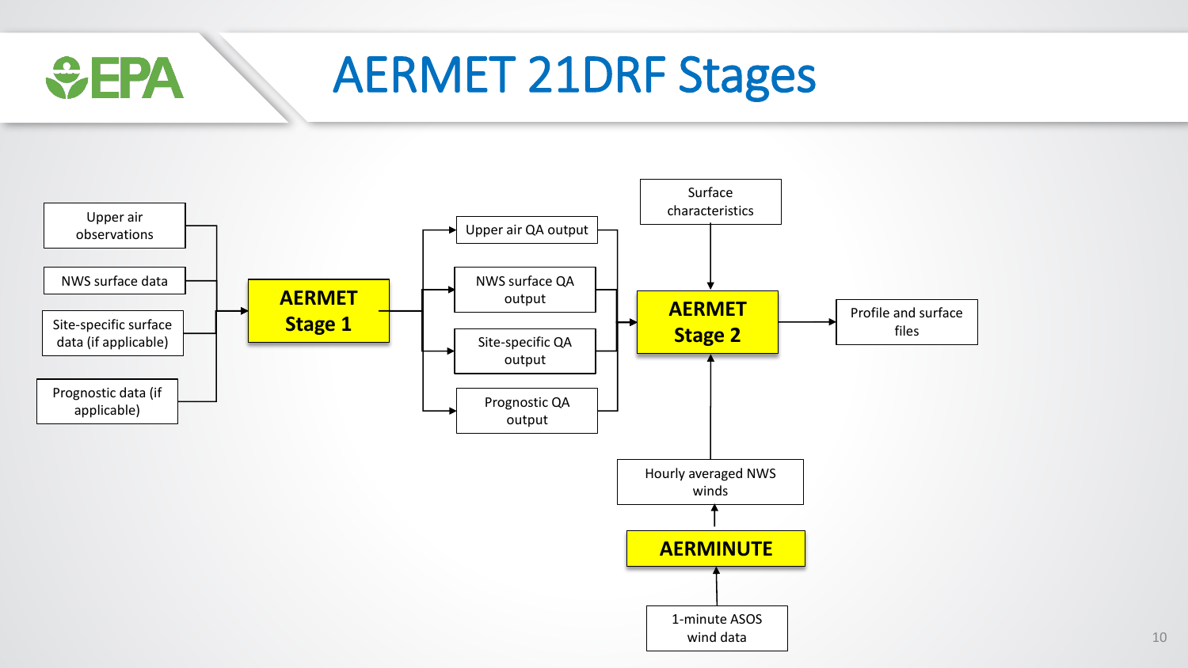# AERMET 21DRF Stages

Upper air observations

NWS surface data

Site-specific surface data (if applicable)

Prognostic data (if applicable)

AERMET Stage 1

Upper air QA output

NWS surface QA output

Site-specific QA output

Prognostic QA output

Surface characteristics

AERMET Stage 2

Profile and surface files

Hourly averaged NWS winds

AERMINUTE

1-minute ASOS wind data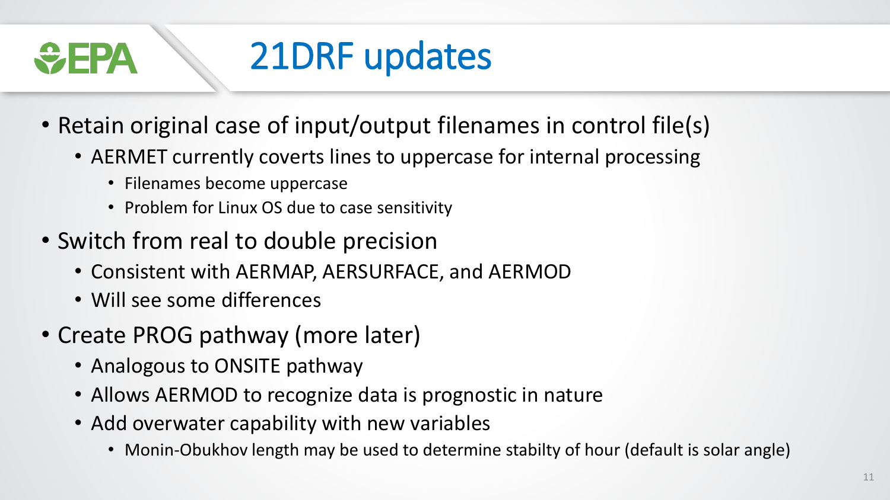# 21DRF updates

- Retain original case of input/output filenames in control file(s)
  - AERMET currently coverts lines to uppercase for internal processing
    - Filenames become uppercase
    - Problem for Linux OS due to case sensitivity
- Switch from real to double precision
  - Consistent with AERMAP, AERSURFACE, and AERMOD
  - Will see some differences
- Create PROG pathway (more later)
  - Analogous to ONSITE pathway
  - Allows AERMOD to recognize data is prognostic in nature
  - Add overwater capability with new variables
    - Monin-Obukhov length may be used to determine stabilty of hour (default is solar angle)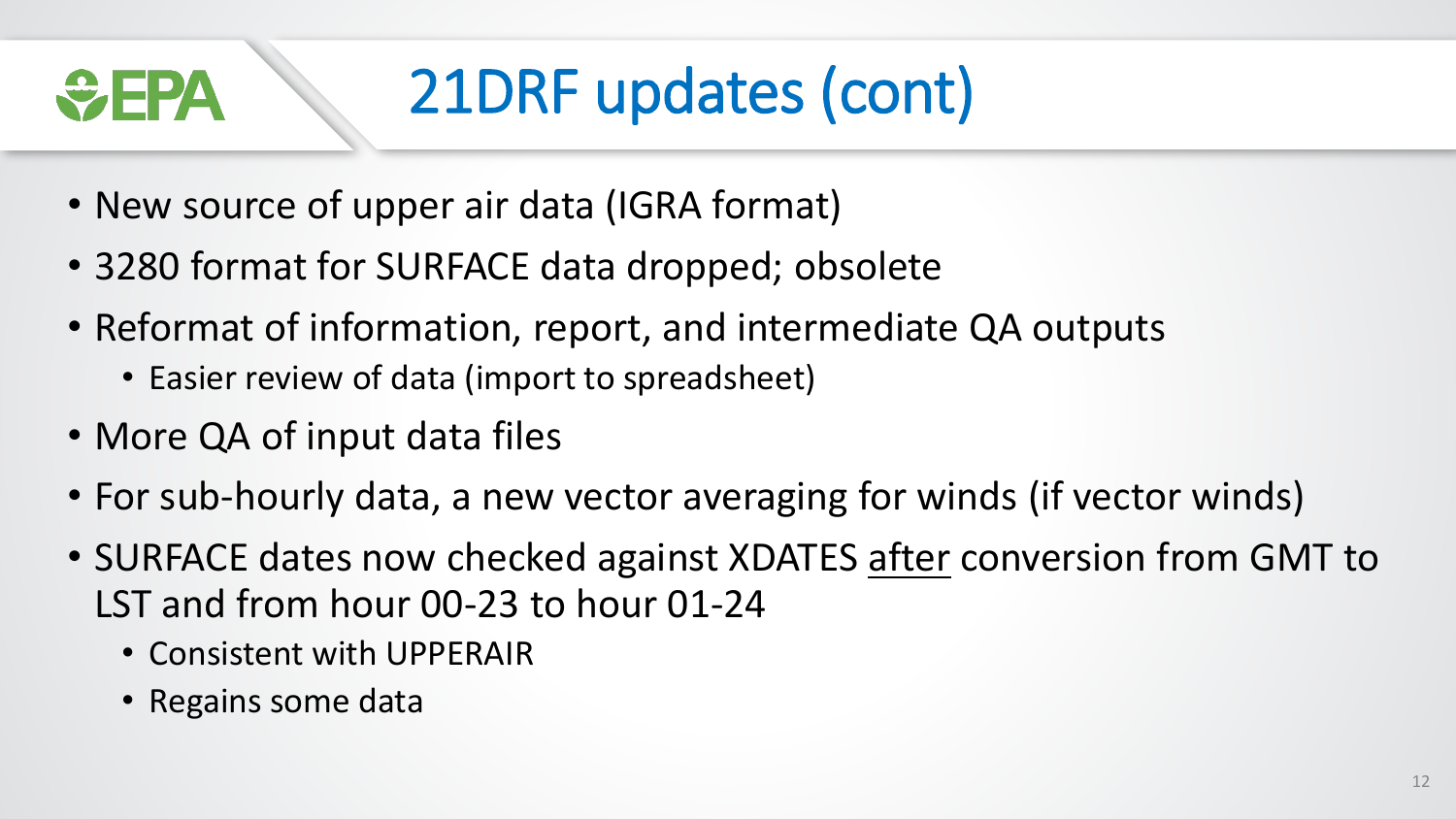# 21DRF updates (cont)

- New source of upper air data (IGRA format)
- 3280 format for SURFACE data dropped; obsolete
- Reformat of information, report, and intermediate QA outputs
  - Easier review of data (import to spreadsheet)
- More QA of input data files
- For sub-hourly data, a new vector averaging for winds (if vector winds)
- SURFACE dates now checked against XDATES <u>after</u> conversion from GMT to LST and from hour 00-23 to hour 01-24
  - Consistent with UPPERAIR
  - Regains some data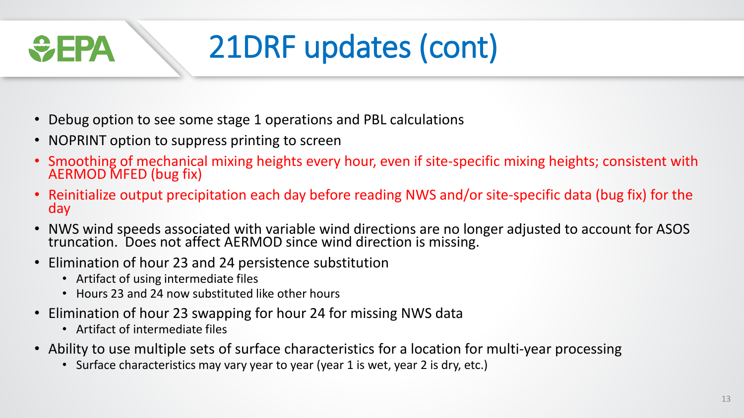# 21DRF updates (cont)

- Debug option to see some stage 1 operations and PBL calculations
- NOPRINT option to suppress printing to screen
- Smoothing of mechanical mixing heights every hour, even if site-specific mixing heights; consistent with AERMOD MFED (bug fix)
- Reinitialize output precipitation each day before reading NWS and/or site-specific data (bug fix) for the day
- NWS wind speeds associated with variable wind directions are no longer adjusted to account for ASOS truncation. Does not affect AERMOD since wind direction is missing.
- Elimination of hour 23 and 24 persistence substitution
  - Artifact of using intermediate files
  - Hours 23 and 24 now substituted like other hours
- Elimination of hour 23 swapping for hour 24 for missing NWS data
  - Artifact of intermediate files
- Ability to use multiple sets of surface characteristics for a location for multi-year processing
  - Surface characteristics may vary year to year (year 1 is wet, year 2 is dry, etc.)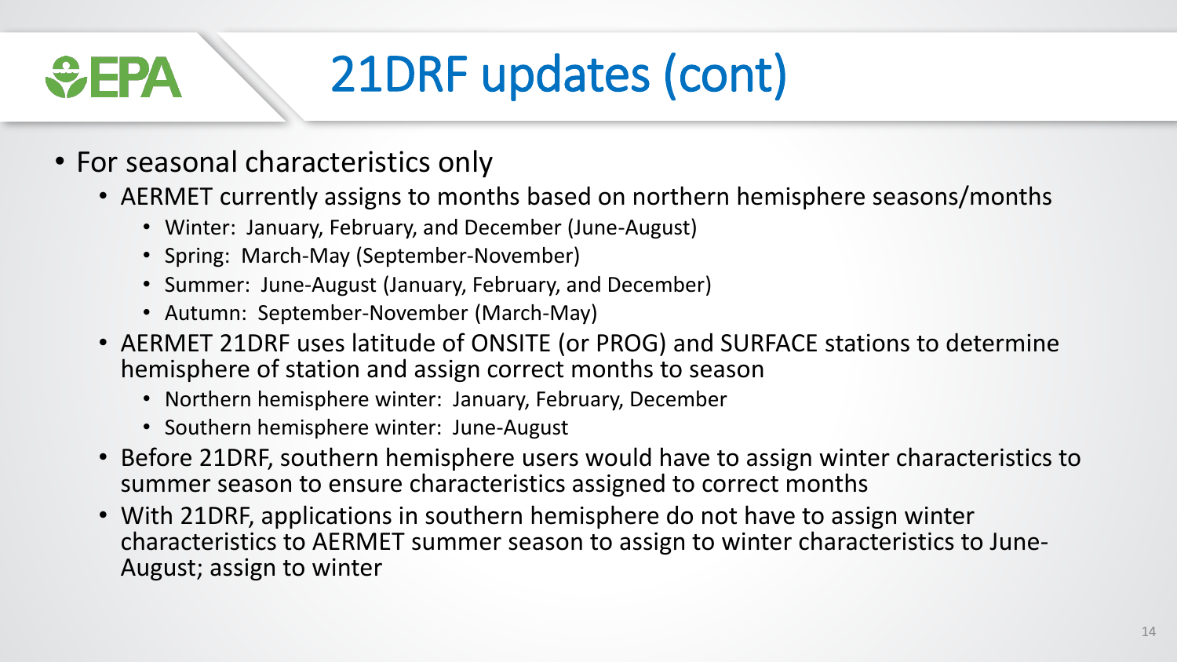# 21DRF updates (cont)

- For seasonal characteristics only
  - AERMET currently assigns to months based on northern hemisphere seasons/months
    - Winter: January, February, and December (June-August)
    - Spring: March-May (September-November)
    - Summer: June-August (January, February, and December)
    - Autumn: September-November (March-May)
  - AERMET 21DRF uses latitude of ONSITE (or PROG) and SURFACE stations to determine hemisphere of station and assign correct months to season
    - Northern hemisphere winter: January, February, December
    - Southern hemisphere winter: June-August
  - Before 21DRF, southern hemisphere users would have to assign winter characteristics to summer season to ensure characteristics assigned to correct months
  - With 21DRF, applications in southern hemisphere do not have to assign winter characteristics to AERMET summer season to assign to winter characteristics to June-August; assign to winter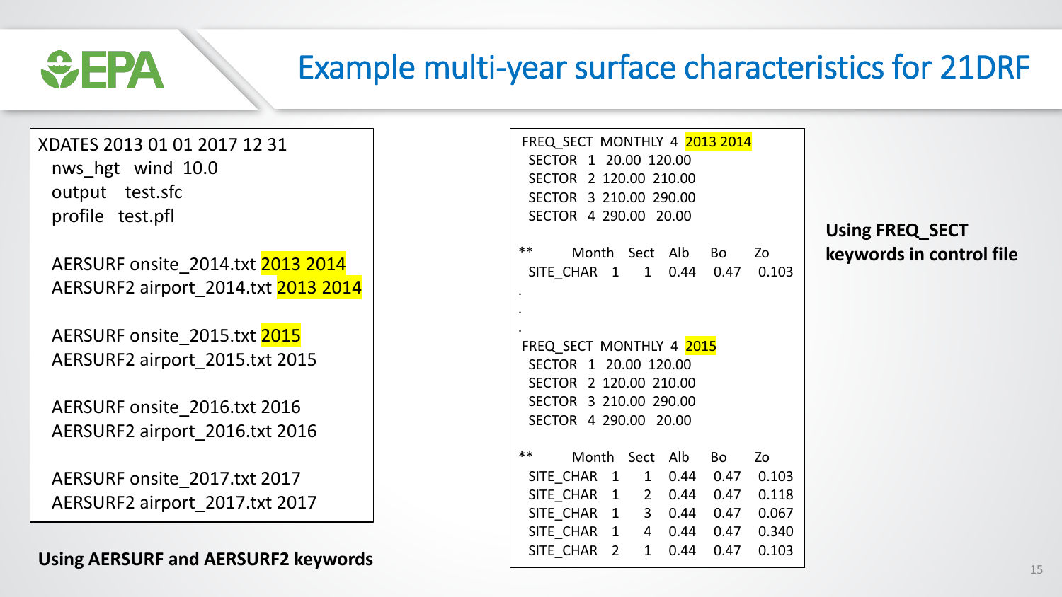# Example multi-year surface characteristics for 21DRF

```
XDATES 2013 01 01 2017 12 31
  nws_hgt   wind  10.0
  output    test.sfc
  profile   test.pfl

  AERSURF onsite_2014.txt 2013 2014
  AERSURF2 airport_2014.txt 2013 2014

  AERSURF onsite_2015.txt 2015
  AERSURF2 airport_2015.txt 2015

  AERSURF onsite_2016.txt 2016
  AERSURF2 airport_2016.txt 2016

  AERSURF onsite_2017.txt 2017
  AERSURF2 airport_2017.txt 2017
```

**Using AERSURF and AERSURF2 keywords**

```
FREQ_SECT  MONTHLY  4  2013 2014
  SECTOR  1  20.00  120.00
  SECTOR  2  120.00  210.00
  SECTOR  3  210.00  290.00
  SECTOR  4  290.00  20.00

**          Month   Sect   Alb    Bo     Zo
  SITE_CHAR   1       1    0.44   0.47   0.103
.
.
.
FREQ_SECT  MONTHLY  4  2015
  SECTOR  1  20.00  120.00
  SECTOR  2  120.00  210.00
  SECTOR  3  210.00  290.00
  SECTOR  4  290.00  20.00

**          Month   Sect   Alb    Bo     Zo
  SITE_CHAR   1       1    0.44   0.47   0.103
  SITE_CHAR   1       2    0.44   0.47   0.118
  SITE_CHAR   1       3    0.44   0.47   0.067
  SITE_CHAR   1       4    0.44   0.47   0.340
  SITE_CHAR   2       1    0.44   0.47   0.103
```

**Using FREQ_SECT keywords in control file**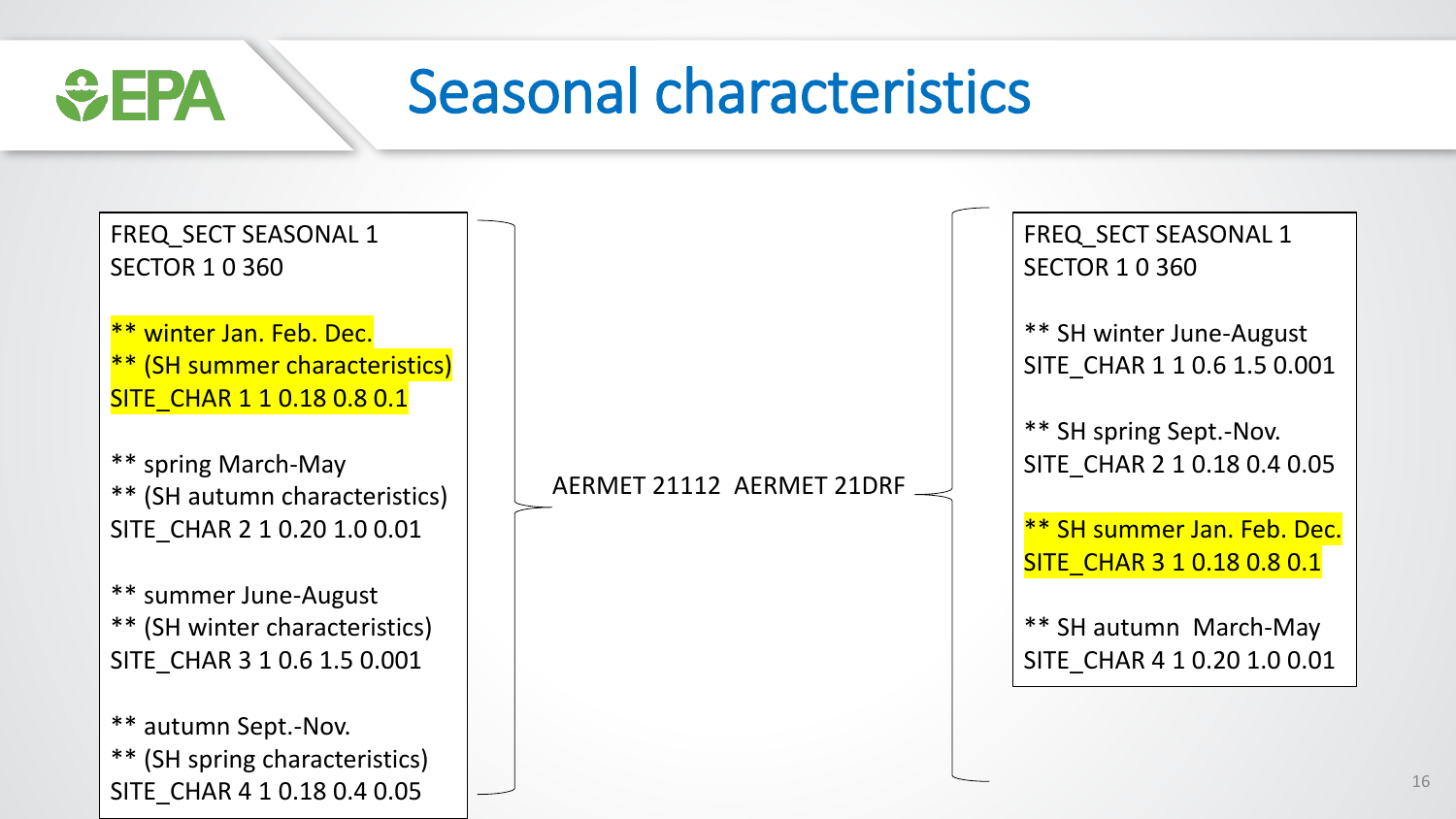# Seasonal characteristics

```
FREQ_SECT SEASONAL 1
SECTOR 1 0 360

** winter Jan. Feb. Dec.
** (SH summer characteristics)
SITE_CHAR 1 1 0.18 0.8 0.1

** spring March-May
** (SH autumn characteristics)
SITE_CHAR 2 1 0.20 1.0 0.01

** summer June-August
** (SH winter characteristics)
SITE_CHAR 3 1 0.6 1.5 0.001

** autumn Sept.-Nov.
** (SH spring characteristics)
SITE_CHAR 4 1 0.18 0.4 0.05
```

AERMET 21112 AERMET 21DRF

```
FREQ_SECT SEASONAL 1
SECTOR 1 0 360

** SH winter June-August
SITE_CHAR 1 1 0.6 1.5 0.001

** SH spring Sept.-Nov.
SITE_CHAR 2 1 0.18 0.4 0.05

** SH summer Jan. Feb. Dec.
SITE_CHAR 3 1 0.18 0.8 0.1

** SH autumn  March-May
SITE_CHAR 4 1 0.20 1.0 0.01
```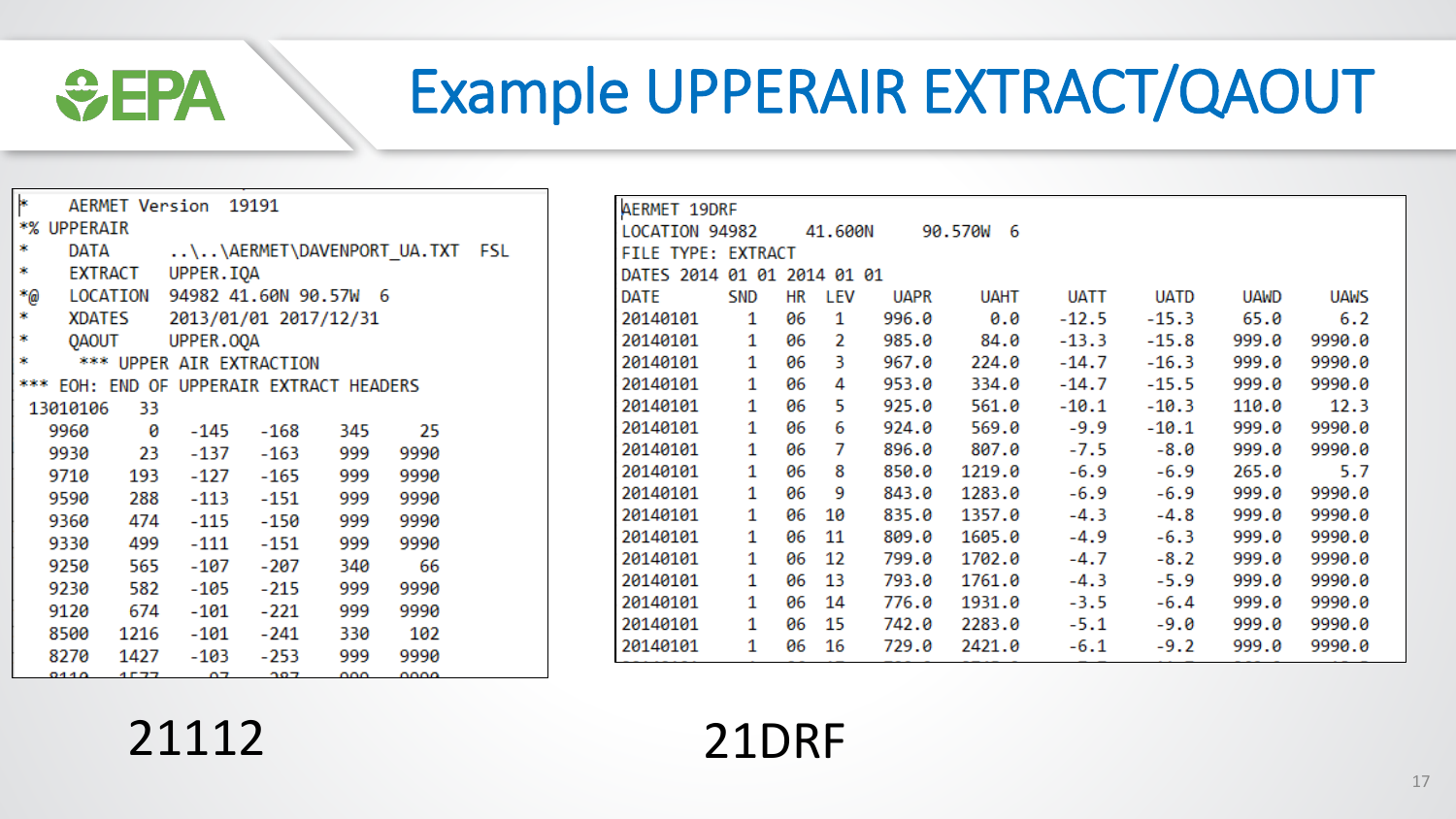# Example UPPERAIR EXTRACT/QAOUT

```
*   AERMET Version  19191
*% UPPERAIR
*   DATA      ..\..\AERMET\DAVENPORT_UA.TXT  FSL
*   EXTRACT   UPPER.IQA
*@  LOCATION  94982 41.60N 90.57W  6
*   XDATES    2013/01/01 2017/12/31
*   QAOUT     UPPER.OQA
*    *** UPPER AIR EXTRACTION
*** EOH: END OF UPPERAIR EXTRACT HEADERS
 13010106   33
   9960     0   -145   -168   345    25
   9930    23   -137   -163   999  9990
   9710   193   -127   -165   999  9990
   9590   288   -113   -151   999  9990
   9360   474   -115   -150   999  9990
   9330   499   -111   -151   999  9990
   9250   565   -107   -207   340    66
   9230   582   -105   -215   999  9990
   9120   674   -101   -221   999  9990
   8500  1216   -101   -241   330   102
   8270  1427   -103   -253   999  9990
```

21112

```
AERMET 19DRF
LOCATION 94982    41.600N    90.570W  6
FILE TYPE: EXTRACT
DATES 2014 01 01 2014 01 01
DATE      SND  HR  LEV   UAPR    UAHT    UATT   UATD   UAWD   UAWS
20140101    1  06    1  996.0     0.0   -12.5  -15.3   65.0    6.2
20140101    1  06    2  985.0    84.0   -13.3  -15.8  999.0 9990.0
20140101    1  06    3  967.0   224.0   -14.7  -16.3  999.0 9990.0
20140101    1  06    4  953.0   334.0   -14.7  -15.5  999.0 9990.0
20140101    1  06    5  925.0   561.0   -10.1  -10.3  110.0   12.3
20140101    1  06    6  924.0   569.0    -9.9  -10.1  999.0 9990.0
20140101    1  06    7  896.0   807.0    -7.5   -8.0  999.0 9990.0
20140101    1  06    8  850.0  1219.0    -6.9   -6.9  265.0    5.7
20140101    1  06    9  843.0  1283.0    -6.9   -6.9  999.0 9990.0
20140101    1  06   10  835.0  1357.0    -4.3   -4.8  999.0 9990.0
20140101    1  06   11  809.0  1605.0    -4.9   -6.3  999.0 9990.0
20140101    1  06   12  799.0  1702.0    -4.7   -8.2  999.0 9990.0
20140101    1  06   13  793.0  1761.0    -4.3   -5.9  999.0 9990.0
20140101    1  06   14  776.0  1931.0    -3.5   -6.4  999.0 9990.0
20140101    1  06   15  742.0  2283.0    -5.1   -9.0  999.0 9990.0
20140101    1  06   16  729.0  2421.0    -6.1   -9.2  999.0 9990.0
```

21DRF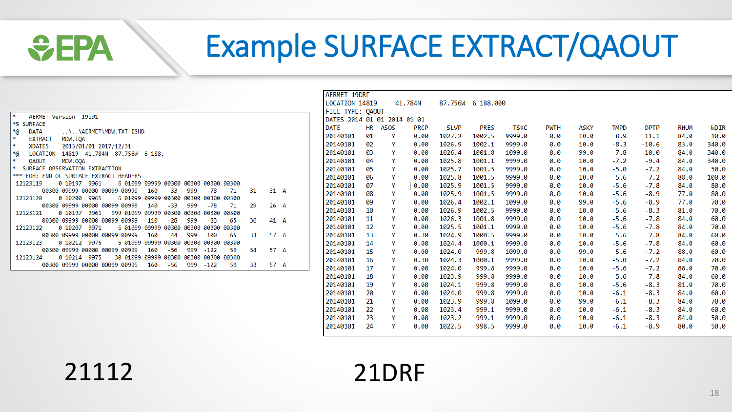# Example SURFACE EXTRACT/QAOUT

```
*   AERMET Version  19191
*% SURFACE
*@   DATA      ..\..\AERMET\MDW.TXT ISHD
*    EXTRACT   MDW.IQA
*    XDATES    2013/01/01 2017/12/31
*@   LOCATION  14819  41.784N  87.756W  6 188.
*    QAOUT     MDW.OQA
*  SURFACE OBSERVATION EXTRACTION
*** EOH: END OF SURFACE EXTRACT HEADERS
 12123119      0 10197  9961       6 01099 09999 00300 00300 00300 00300
        00300 09999 00000 00099 00999   160   -33   999   -78    71    31    31  A
 12123120      0 10200  9965       6 01099 09999 00300 00300 00300 00300
        00300 09999 00000 00099 00999   140   -33   999   -78    71    29    26  A
 12123121      0 10197  9961     999 01099 09999 00300 00300 00300 00300
        00300 09999 00000 00099 00999   110   -28   999   -83    65    36    41  A
 12123122      0 10207  9971       6 01099 09999 00300 00300 00300 00300
        00300 09999 00000 00099 00999   160   -44   999  -100    65    33    57  A
 12123123      0 10212  9975       6 01099 09999 00300 00300 00300 00300
        00300 09999 00000 00099 00999   160   -56   999  -122    59    34    57  A
 12123124      0 10214  9975      30 01099 09999 00300 00300 00300 00300
        00300 09999 00000 00099 00999   160   -56   999  -122    59    33    57  A
```

```
AERMET 19DRF
LOCATION 14819    41.784N    87.756W  6 188.000
FILE TYPE: QAOUT
DATES 2014 01 01 2014 01 01
DATE      HR  ASOS  PRCP   SLVP    PRES    TSKC    PWTH  ASKY  TMPD   DPTP   RHUM   WDIR
20140101  01   Y    0.00   1027.2  1002.5  9999.0  0.0   10.0  -8.9   -11.1  84.0   10.0
20140101  02   Y    0.00   1026.9  1002.1  9999.0  0.0   10.0  -8.3   -10.6  83.0   340.0
20140101  03   Y    0.00   1026.4  1001.8  1099.0  0.0   99.0  -7.8   -10.0  84.0   340.0
20140101  04   Y    0.00   1025.8  1001.1  9999.0  0.0   10.0  -7.2   -9.4   84.0   340.0
20140101  05   Y    0.00   1025.7  1001.5  9999.0  0.0   10.0  -5.0   -7.2   84.0   50.0
20140101  06   Y    0.00   1025.8  1001.5  9999.0  0.0   10.0  -5.6   -7.2   88.0   100.0
20140101  07   Y    0.00   1025.9  1001.5  9999.0  0.0   10.0  -5.6   -7.8   84.0   80.0
20140101  08   Y    0.00   1025.9  1001.5  9999.0  0.0   10.0  -5.6   -8.9   77.0   80.0
20140101  09   Y    0.00   1026.4  1002.1  1099.0  0.0   99.0  -5.6   -8.9   77.0   70.0
20140101  10   Y    0.00   1026.9  1002.5  9999.0  0.0   10.0  -5.6   -8.3   81.0   70.0
20140101  11   Y    0.00   1026.3  1001.8  9999.0  0.0   10.0  -5.6   -7.8   84.0   60.0
20140101  12   Y    0.00   1025.5  1001.1  9999.0  0.0   10.0  -5.6   -7.8   84.0   70.0
20140101  13   Y    0.30   1024.9  1000.5  9999.0  0.0   10.0  -5.6   -7.8   84.0   60.0
20140101  14   Y    0.00   1024.4  1000.1  9999.0  0.0   10.0  -5.6   -7.8   84.0   60.0
20140101  15   Y    0.00   1024.0  999.8   1099.0  0.0   99.0  -5.6   -7.2   88.0   60.0
20140101  16   Y    0.30   1024.3  1000.1  9999.0  0.0   10.0  -5.0   -7.2   84.0   70.0
20140101  17   Y    0.00   1024.0  999.8   9999.0  0.0   10.0  -5.6   -7.2   88.0   70.0
20140101  18   Y    0.00   1023.9  999.8   9999.0  0.0   10.0  -5.6   -7.8   84.0   60.0
20140101  19   Y    0.00   1024.1  999.8   9999.0  0.0   10.0  -5.6   -8.3   81.0   70.0
20140101  20   Y    0.00   1024.0  999.8   9999.0  0.0   10.0  -6.1   -8.3   84.0   60.0
20140101  21   Y    0.00   1023.9  999.8   1099.0  0.0   99.0  -6.1   -8.3   84.0   70.0
20140101  22   Y    0.00   1023.4  999.1   9999.0  0.0   10.0  -6.1   -8.3   84.0   60.0
20140101  23   Y    0.00   1023.2  999.1   9999.0  0.0   10.0  -6.1   -8.3   84.0   50.0
20140101  24   Y    0.00   1022.5  998.5   9999.0  0.0   10.0  -6.1   -8.9   80.0   50.0
```

21112

21DRF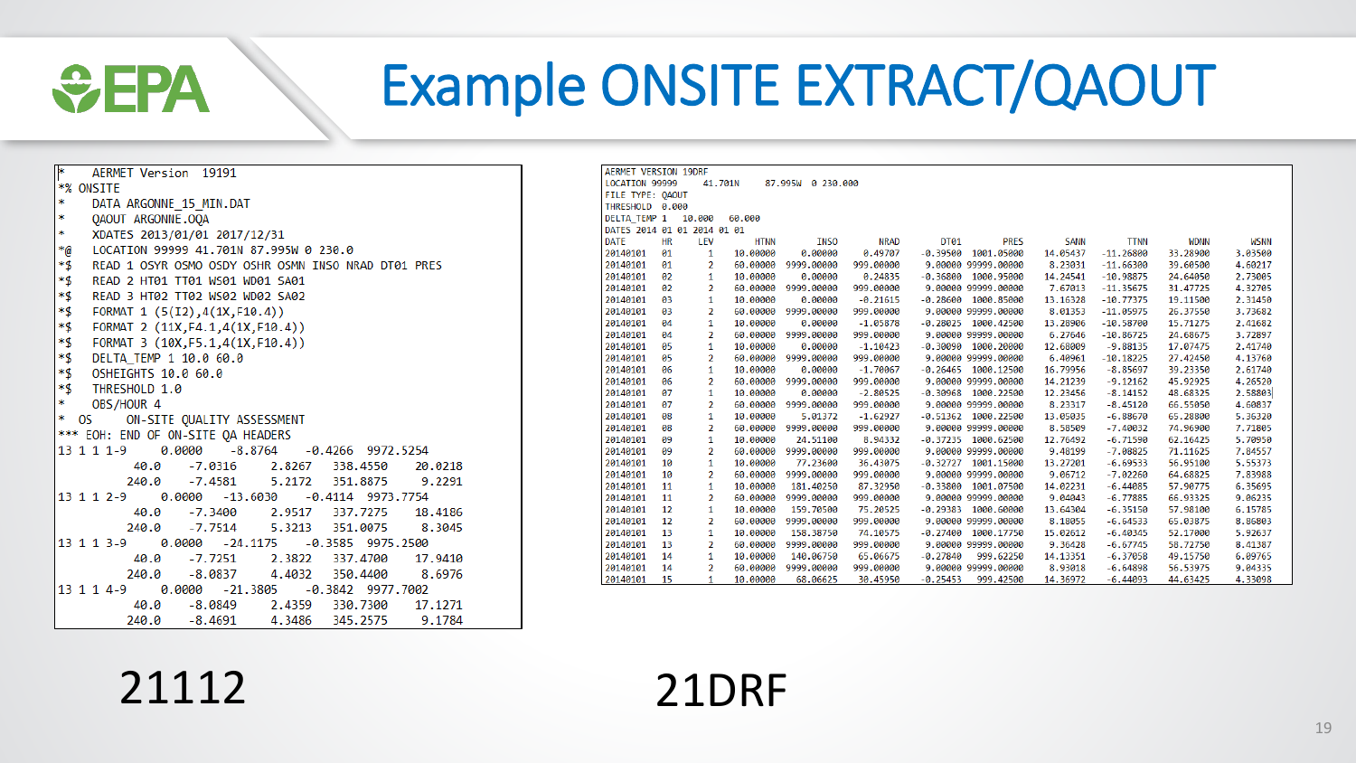# Example ONSITE EXTRACT/QAOUT

```
*   AERMET Version  19191
*% ONSITE
*    DATA ARGONNE_15_MIN.DAT
*    QAOUT ARGONNE.OQA
*    XDATES 2013/01/01 2017/12/31
*@   LOCATION 99999 41.701N 87.995W 0 230.0
*$   READ 1 OSYR OSMO OSDY OSHR OSMN INSO NRAD DT01 PRES
*$   READ 2 HT01 TT01 WS01 WD01 SA01
*$   READ 3 HT02 TT02 WS02 WD02 SA02
*$   FORMAT 1 (5(I2),4(1X,F10.4))
*$   FORMAT 2 (11X,F4.1,4(1X,F10.4))
*$   FORMAT 3 (10X,F5.1,4(1X,F10.4))
*$   DELTA_TEMP 1 10.0 60.0
*$   OSHEIGHTS 10.0 60.0
*$   THRESHOLD 1.0
*    OBS/HOUR 4
*  OS     ON-SITE QUALITY ASSESSMENT
*** EOH: END OF ON-SITE QA HEADERS
13 1 1 1-9     0.0000    -8.8764    -0.4266  9972.5254
          40.0    -7.0316     2.8267   338.4550    20.0218
         240.0    -7.4581     5.2172   351.8875     9.2291
13 1 1 2-9     0.0000   -13.6030    -0.4114  9973.7754
          40.0    -7.3400     2.9517   337.7275    18.4186
         240.0    -7.7514     5.3213   351.0075     8.3045
13 1 1 3-9     0.0000   -24.1175    -0.3585  9975.2500
          40.0    -7.7251     2.3822   337.4700    17.9410
         240.0    -8.0837     4.4032   350.4400     8.6976
13 1 1 4-9     0.0000   -21.3805    -0.3842  9977.7002
          40.0    -8.0849     2.4359   330.7300    17.1271
         240.0    -8.4691     4.3486   345.2575     9.1784
```

21112

```
AERMET VERSION 19DRF
LOCATION 99999     41.701N     87.995W  0 230.000
FILE TYPE: QAOUT
THRESHOLD  0.000
DELTA_TEMP 1   10.000   60.000
DATES 2014 01 01 2014 01 01
DATE      HR   LEV      HTNN       INSO       NRAD       DT01       PRES       SANN       TTNN       WDNN       WSNN
20140101  01    1   10.00000    0.00000    0.49707   -0.39500 1001.05000   14.05437  -11.26800   33.28900    3.03500
20140101  01    2   60.00000 9999.00000  999.00000    9.00000 99999.00000   8.23031  -11.66300   39.60500    4.60217
20140101  02    1   10.00000    0.00000    0.24835   -0.36800 1000.95000   14.24541  -10.98875   24.64050    2.73005
20140101  02    2   60.00000 9999.00000  999.00000    9.00000 99999.00000   7.67013  -11.35675   31.47725    4.32705
20140101  03    1   10.00000    0.00000   -0.21615   -0.28600 1000.85000   13.16328  -10.77375   19.11500    2.31450
20140101  03    2   60.00000 9999.00000  999.00000    9.00000 99999.00000   8.01353  -11.05975   26.37550    3.73682
20140101  04    1   10.00000    0.00000   -1.05878   -0.28025 1000.42500   13.28906  -10.58700   15.71275    2.41682
20140101  04    2   60.00000 9999.00000  999.00000    9.00000 99999.00000   6.27646  -10.86725   24.68675    3.72897
20140101  05    1   10.00000    0.00000   -1.10423   -0.30090 1000.20000   12.68009   -9.88135   17.07475    2.41740
20140101  05    2   60.00000 9999.00000  999.00000    9.00000 99999.00000   6.40961  -10.18225   27.42450    4.13760
20140101  06    1   10.00000    0.00000   -1.70067   -0.26465 1000.12500   16.79956   -8.85697   39.23350    2.61740
20140101  06    2   60.00000 9999.00000  999.00000    9.00000 99999.00000  14.21239   -9.12162   45.92925    4.26520
20140101  07    1   10.00000    0.00000   -2.80525   -0.30968 1000.22500   12.23456   -8.14152   48.68325    2.58803
20140101  07    2   60.00000 9999.00000  999.00000    9.00000 99999.00000   8.23317   -8.45120   66.55050    4.60837
20140101  08    1   10.00000    5.01372   -1.62927   -0.51362 1000.22500   13.05035   -6.88670   65.28800    5.36320
20140101  08    2   60.00000 9999.00000  999.00000    9.00000 99999.00000   8.58509   -7.40032   74.96900    7.71805
20140101  09    1   10.00000   24.51100    8.94332   -0.37235 1000.62500   12.76492   -6.71590   62.16425    5.70950
20140101  09    2   60.00000 9999.00000  999.00000    9.00000 99999.00000   9.48199   -7.08825   71.11625    7.84557
20140101  10    1   10.00000   77.23600   36.43075   -0.32727 1001.15000   13.27201   -6.69533   56.95100    5.55373
20140101  10    2   60.00000 9999.00000  999.00000    9.00000 99999.00000   9.06712   -7.02260   64.68825    7.83988
20140101  11    1   10.00000  181.40250   87.32950   -0.33800 1001.07500   14.02231   -6.44085   57.90775    6.35695
20140101  11    2   60.00000 9999.00000  999.00000    9.00000 99999.00000   9.04043   -6.77885   66.93325    9.06235
20140101  12    1   10.00000  159.70500   75.20525   -0.29383 1000.60000   13.64304   -6.35150   57.98100    6.15785
20140101  12    2   60.00000 9999.00000  999.00000    9.00000 99999.00000   8.18055   -6.64533   65.03875    8.86803
20140101  13    1   10.00000  158.38750   74.10575   -0.27400 1000.17750   15.02612   -6.40345   52.17000    5.92637
20140101  13    2   60.00000 9999.00000  999.00000    9.00000 99999.00000   9.36428   -6.67745   58.72750    8.41387
20140101  14    1   10.00000  140.06750   65.06675   -0.27840  999.62250   14.13351   -6.37058   49.15750    6.09765
20140101  14    2   60.00000 9999.00000  999.00000    9.00000 99999.00000   8.93018   -6.64898   56.53975    9.04335
20140101  15    1   10.00000   68.06625   30.45950   -0.25453  999.42500   14.36972   -6.44093   44.63425    4.33098
```

21DRF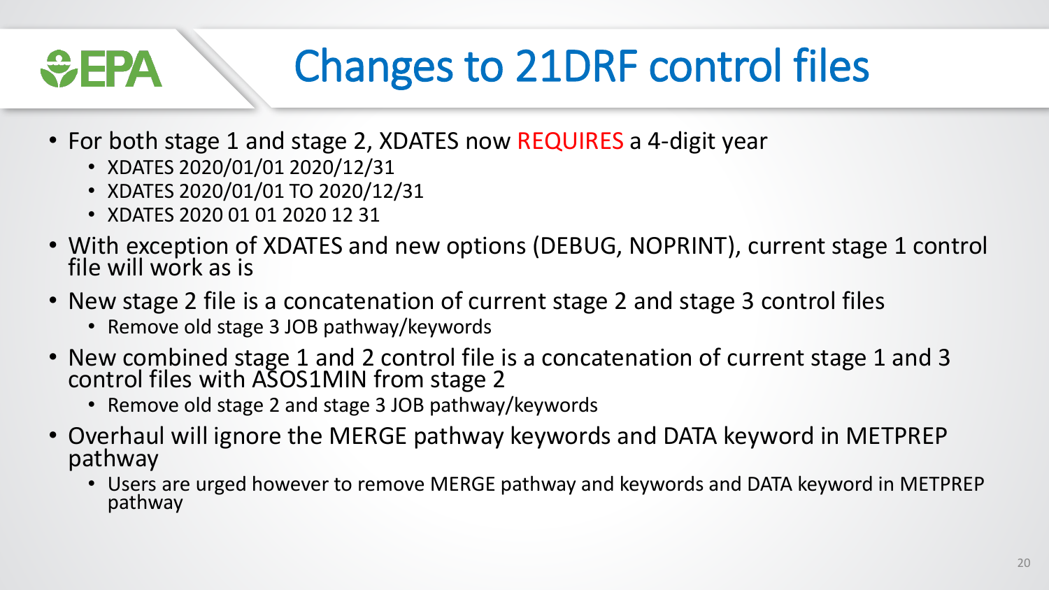# Changes to 21DRF control files

- For both stage 1 and stage 2, XDATES now REQUIRES a 4-digit year
  - XDATES 2020/01/01 2020/12/31
  - XDATES 2020/01/01 TO 2020/12/31
  - XDATES 2020 01 01 2020 12 31
- With exception of XDATES and new options (DEBUG, NOPRINT), current stage 1 control file will work as is
- New stage 2 file is a concatenation of current stage 2 and stage 3 control files
  - Remove old stage 3 JOB pathway/keywords
- New combined stage 1 and 2 control file is a concatenation of current stage 1 and 3 control files with ASOS1MIN from stage 2
  - Remove old stage 2 and stage 3 JOB pathway/keywords
- Overhaul will ignore the MERGE pathway keywords and DATA keyword in METPREP pathway
  - Users are urged however to remove MERGE pathway and keywords and DATA keyword in METPREP pathway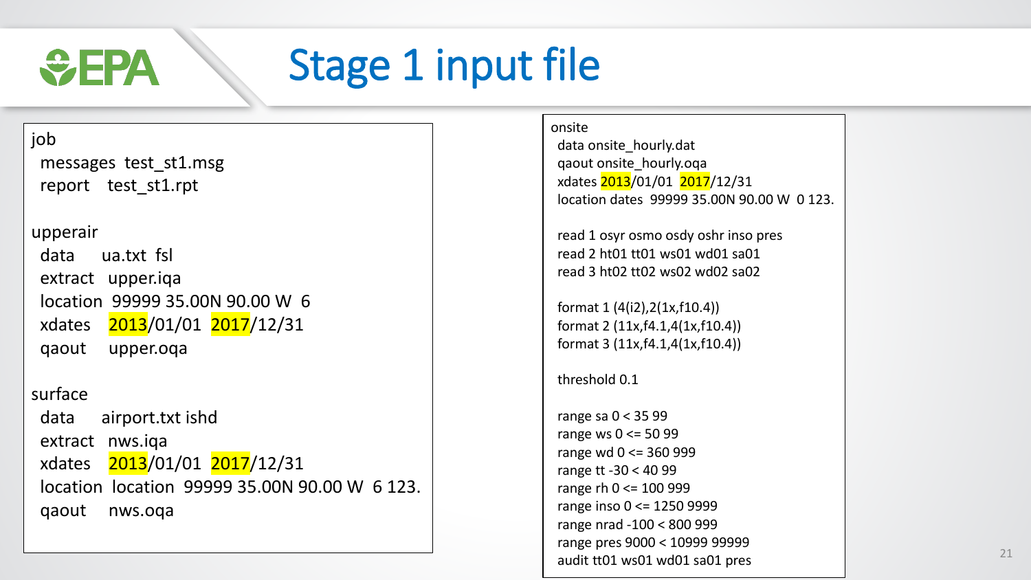# Stage 1 input file

```
job
 messages  test_st1.msg
 report    test_st1.rpt

upperair
 data      ua.txt  fsl
 extract   upper.iqa
 location  99999 35.00N 90.00 W  6
 xdates    2013/01/01  2017/12/31
 qaout     upper.oqa

surface
 data      airport.txt ishd
 extract   nws.iqa
 xdates    2013/01/01  2017/12/31
 location  location  99999 35.00N 90.00 W  6 123.
 qaout     nws.oqa
```

```
onsite
 data onsite_hourly.dat
 qaout onsite_hourly.oqa
 xdates 2013/01/01  2017/12/31
 location dates  99999 35.00N 90.00 W  0 123.

 read 1 osyr osmo osdy oshr inso pres
 read 2 ht01 tt01 ws01 wd01 sa01
 read 3 ht02 tt02 ws02 wd02 sa02

 format 1 (4(i2),2(1x,f10.4))
 format 2 (11x,f4.1,4(1x,f10.4))
 format 3 (11x,f4.1,4(1x,f10.4))

 threshold 0.1

 range sa 0 < 35 99
 range ws 0 <= 50 99
 range wd 0 <= 360 999
 range tt -30 < 40 99
 range rh 0 <= 100 999
 range inso 0 <= 1250 9999
 range nrad -100 < 800 999
 range pres 9000 < 10999 99999
 audit tt01 ws01 wd01 sa01 pres
```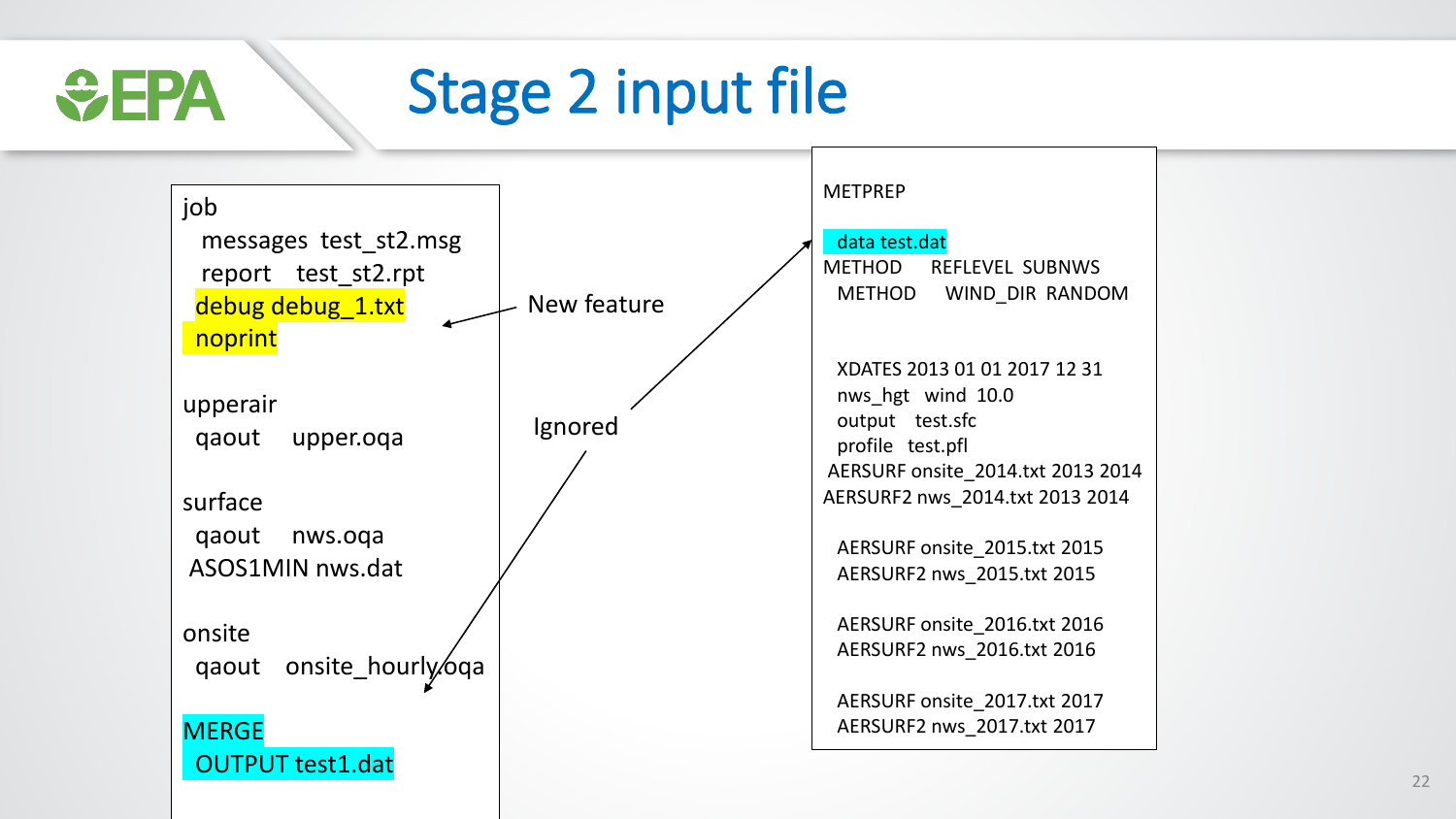# Stage 2 input file

```
job
  messages  test_st2.msg
  report   test_st2.rpt
 debug debug_1.txt
 noprint

upperair
 qaout   upper.oqa

surface
 qaout   nws.oqa
 ASOS1MIN nws.dat

onsite
 qaout   onsite_hourly.oqa

MERGE
 OUTPUT test1.dat
```

New feature

Ignored

```
METPREP

 data test.dat
METHOD     REFLEVEL  SUBNWS
  METHOD     WIND_DIR  RANDOM


  XDATES 2013 01 01 2017 12 31
  nws_hgt   wind  10.0
  output   test.sfc
  profile   test.pfl
 AERSURF onsite_2014.txt 2013 2014
AERSURF2 nws_2014.txt 2013 2014

  AERSURF onsite_2015.txt 2015
  AERSURF2 nws_2015.txt 2015

  AERSURF onsite_2016.txt 2016
  AERSURF2 nws_2016.txt 2016

  AERSURF onsite_2017.txt 2017
  AERSURF2 nws_2017.txt 2017
```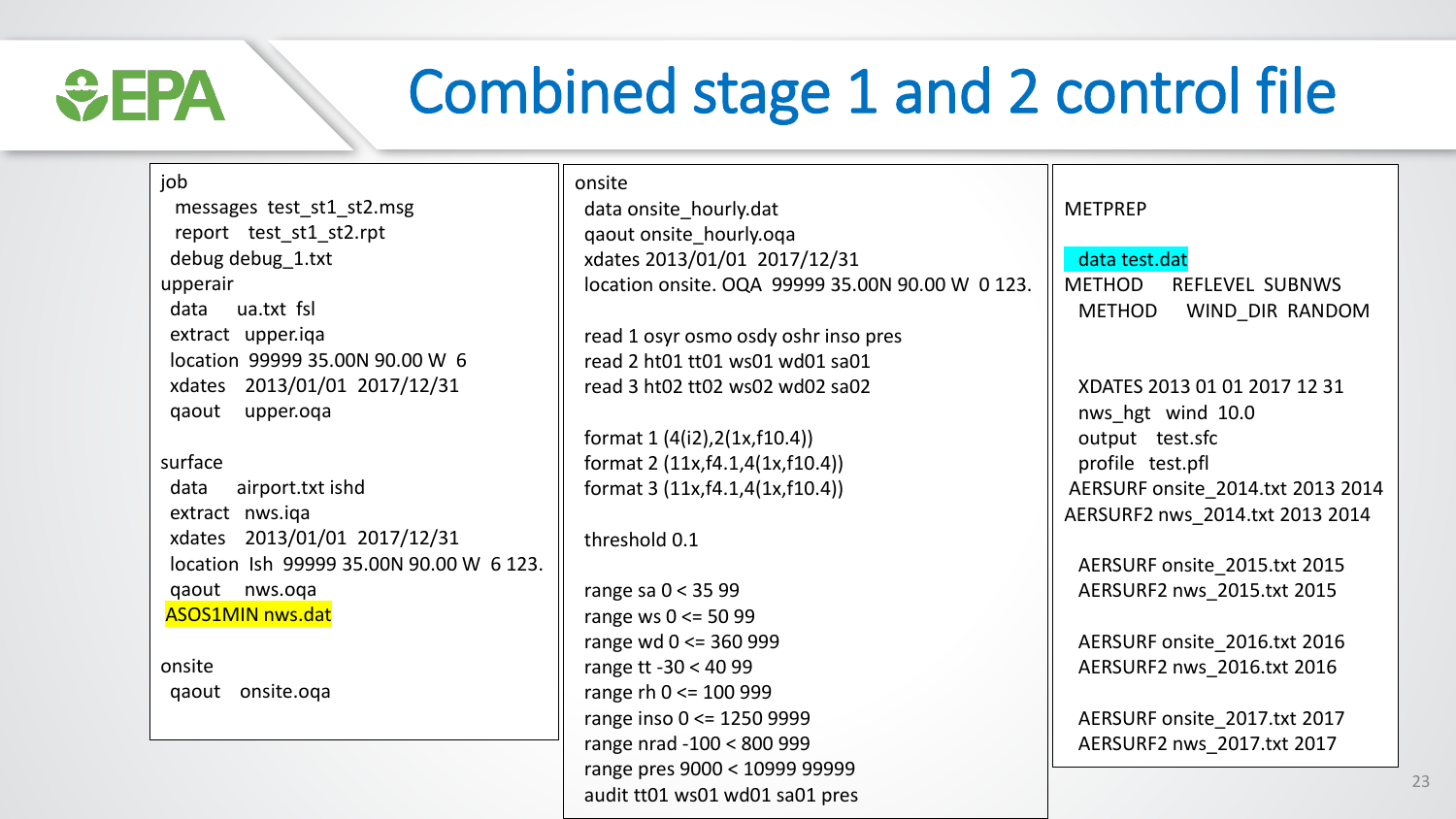# Combined stage 1 and 2 control file

```
job
  messages  test_st1_st2.msg
  report   test_st1_st2.rpt
 debug debug_1.txt
upperair
 data     ua.txt  fsl
 extract  upper.iqa
 location  99999 35.00N 90.00 W  6
 xdates   2013/01/01  2017/12/31
 qaout    upper.oqa

surface
 data     airport.txt ishd
 extract  nws.iqa
 xdates   2013/01/01  2017/12/31
 location  Ish  99999 35.00N 90.00 W  6 123.
 qaout    nws.oqa
 ASOS1MIN nws.dat

onsite
 qaout   onsite.oqa
```

```
onsite
 data onsite_hourly.dat
 qaout onsite_hourly.oqa
 xdates 2013/01/01  2017/12/31
 location onsite. OQA  99999 35.00N 90.00 W  0 123.

 read 1 osyr osmo osdy oshr inso pres
 read 2 ht01 tt01 ws01 wd01 sa01
 read 3 ht02 tt02 ws02 wd02 sa02

 format 1 (4(i2),2(1x,f10.4))
 format 2 (11x,f4.1,4(1x,f10.4))
 format 3 (11x,f4.1,4(1x,f10.4))

 threshold 0.1

 range sa 0 < 35 99
 range ws 0 <= 50 99
 range wd 0 <= 360 999
 range tt -30 < 40 99
 range rh 0 <= 100 999
 range inso 0 <= 1250 9999
 range nrad -100 < 800 999
 range pres 9000 < 10999 99999
 audit tt01 ws01 wd01 sa01 pres
```

```
METPREP

  data test.dat
METHOD     REFLEVEL  SUBNWS
  METHOD     WIND_DIR  RANDOM


  XDATES 2013 01 01 2017 12 31
  nws_hgt  wind  10.0
  output   test.sfc
  profile  test.pfl
 AERSURF onsite_2014.txt 2013 2014
AERSURF2 nws_2014.txt 2013 2014

  AERSURF onsite_2015.txt 2015
  AERSURF2 nws_2015.txt 2015

  AERSURF onsite_2016.txt 2016
  AERSURF2 nws_2016.txt 2016

  AERSURF onsite_2017.txt 2017
  AERSURF2 nws_2017.txt 2017
```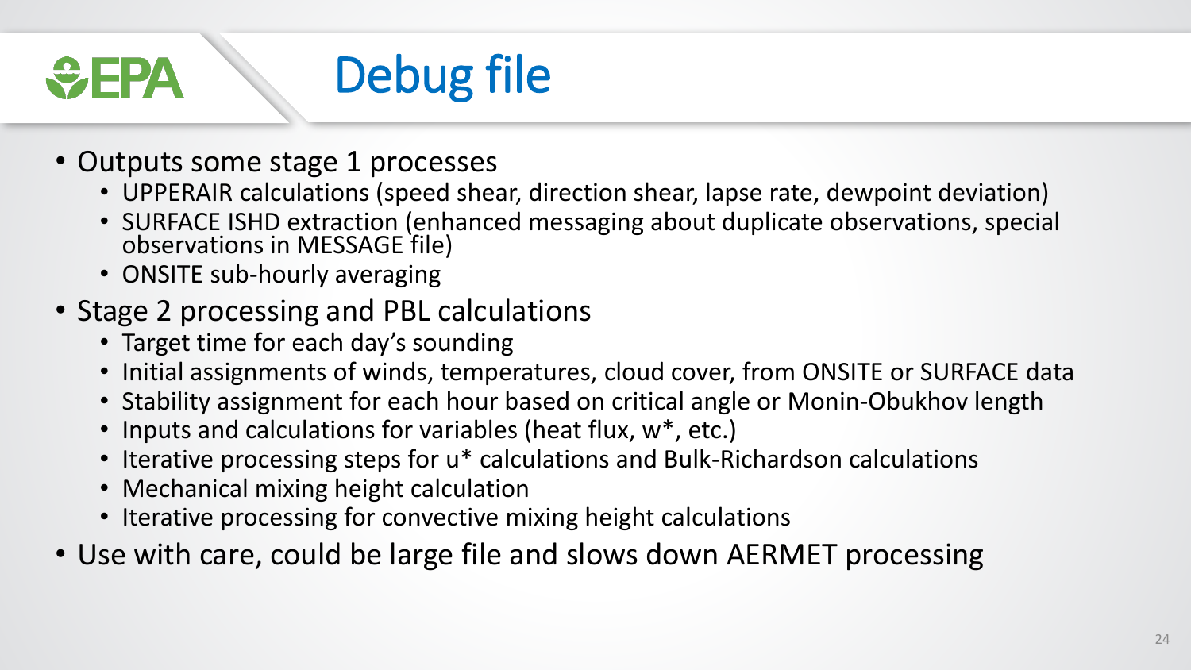# Debug file

- Outputs some stage 1 processes
  - UPPERAIR calculations (speed shear, direction shear, lapse rate, dewpoint deviation)
  - SURFACE ISHD extraction (enhanced messaging about duplicate observations, special observations in MESSAGE file)
  - ONSITE sub-hourly averaging
- Stage 2 processing and PBL calculations
  - Target time for each day's sounding
  - Initial assignments of winds, temperatures, cloud cover, from ONSITE or SURFACE data
  - Stability assignment for each hour based on critical angle or Monin-Obukhov length
  - Inputs and calculations for variables (heat flux, $w^*$, etc.)
  - Iterative processing steps for $u^*$ calculations and Bulk-Richardson calculations
  - Mechanical mixing height calculation
  - Iterative processing for convective mixing height calculations
- Use with care, could be large file and slows down AERMET processing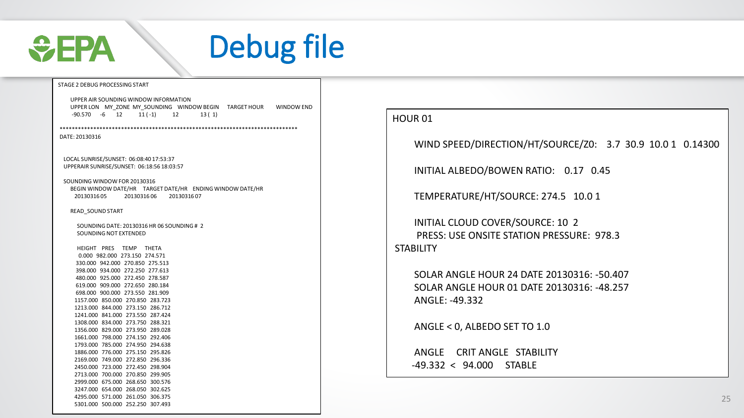# Debug file

```
STAGE 2 DEBUG PROCESSING START

    UPPER AIR SOUNDING WINDOW INFORMATION
    UPPER LON   MY_ZONE  MY_SOUNDING   WINDOW BEGIN    TARGET HOUR     WINDOW END
    -90.570     -6    12        11 ( -1)          12            13 ( 1)

********************************************************************************
DATE: 20130316

  LOCAL SUNRISE/SUNSET:  06:08:40 17:53:37
  UPPERAIR SUNRISE/SUNSET:  06:18:56 18:03:57

  SOUNDING WINDOW FOR 20130316
    BEGIN WINDOW DATE/HR    TARGET DATE/HR    ENDING WINDOW DATE/HR
      2013031605            2013031606        2013031607

    READ_SOUND START

      SOUNDING DATE: 20130316 HR 06 SOUNDING # 2
      SOUNDING NOT EXTENDED

      HEIGHT    PRES     TEMP     THETA
       0.000  982.000  273.150  274.571
     330.000  942.000  270.850  275.513
     398.000  934.000  272.250  277.613
     480.000  925.000  272.450  278.587
     619.000  909.000  272.650  280.184
     698.000  900.000  273.550  281.909
    1157.000  850.000  270.850  283.723
    1213.000  844.000  273.150  286.712
    1241.000  841.000  273.550  287.424
    1308.000  834.000  273.750  288.321
    1356.000  829.000  273.950  289.028
    1661.000  798.000  274.150  292.406
    1793.000  785.000  274.950  294.638
    1886.000  776.000  275.150  295.826
    2169.000  749.000  272.850  296.336
    2450.000  723.000  272.450  298.904
    2713.000  700.000  270.850  299.905
    2999.000  675.000  268.650  300.576
    3247.000  654.000  268.050  302.625
    4295.000  571.000  261.050  306.375
    5301.000  500.000  252.250  307.493
```

```
HOUR 01

    WIND SPEED/DIRECTION/HT/SOURCE/Z0:   3.7  30.9  10.0 1   0.14300

    INITIAL ALBEDO/BOWEN RATIO:   0.17   0.45

    TEMPERATURE/HT/SOURCE: 274.5   10.0 1

    INITIAL CLOUD COVER/SOURCE: 10  2
     PRESS: USE ONSITE STATION PRESSURE:  978.3
STABILITY

    SOLAR ANGLE HOUR 24 DATE 20130316: -50.407
    SOLAR ANGLE HOUR 01 DATE 20130316: -48.257
    ANGLE: -49.332

    ANGLE < 0, ALBEDO SET TO 1.0

    ANGLE     CRIT ANGLE   STABILITY
   -49.332  <  94.000     STABLE
```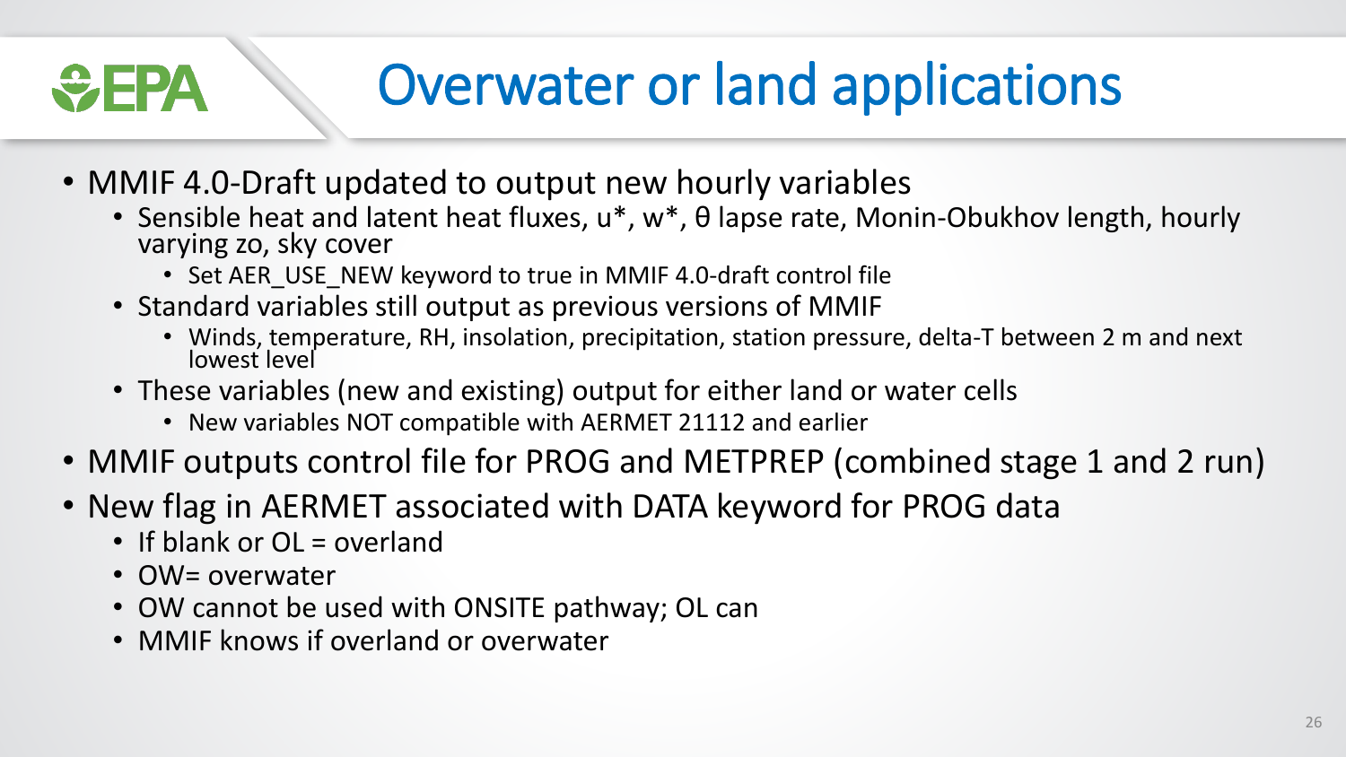# Overwater or land applications

- MMIF 4.0-Draft updated to output new hourly variables
  - Sensible heat and latent heat fluxes, u*, w*, θ lapse rate, Monin-Obukhov length, hourly varying zo, sky cover
    - Set AER_USE_NEW keyword to true in MMIF 4.0-draft control file
  - Standard variables still output as previous versions of MMIF
    - Winds, temperature, RH, insolation, precipitation, station pressure, delta-T between 2 m and next lowest level
  - These variables (new and existing) output for either land or water cells
    - New variables NOT compatible with AERMET 21112 and earlier
- MMIF outputs control file for PROG and METPREP (combined stage 1 and 2 run)
- New flag in AERMET associated with DATA keyword for PROG data
  - If blank or OL = overland
  - OW= overwater
  - OW cannot be used with ONSITE pathway; OL can
  - MMIF knows if overland or overwater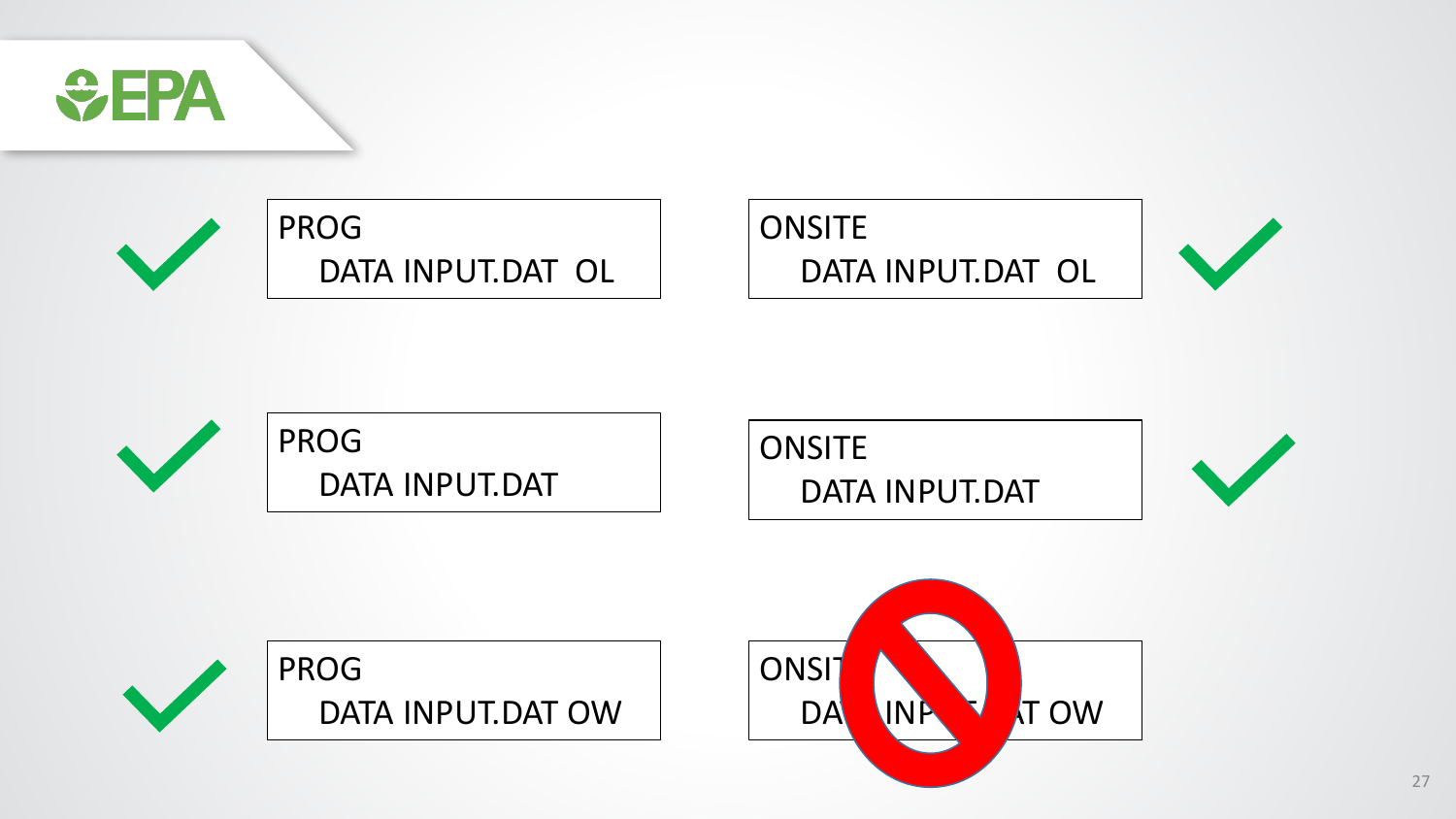```
PROG
   DATA INPUT.DAT  OL
```

```
ONSITE
   DATA INPUT.DAT  OL
```

```
PROG
   DATA INPUT.DAT
```

```
ONSITE
   DATA INPUT.DAT
```

```
PROG
   DATA INPUT.DAT OW
```

```
ONSITE
   DATA INPUT.DAT OW
```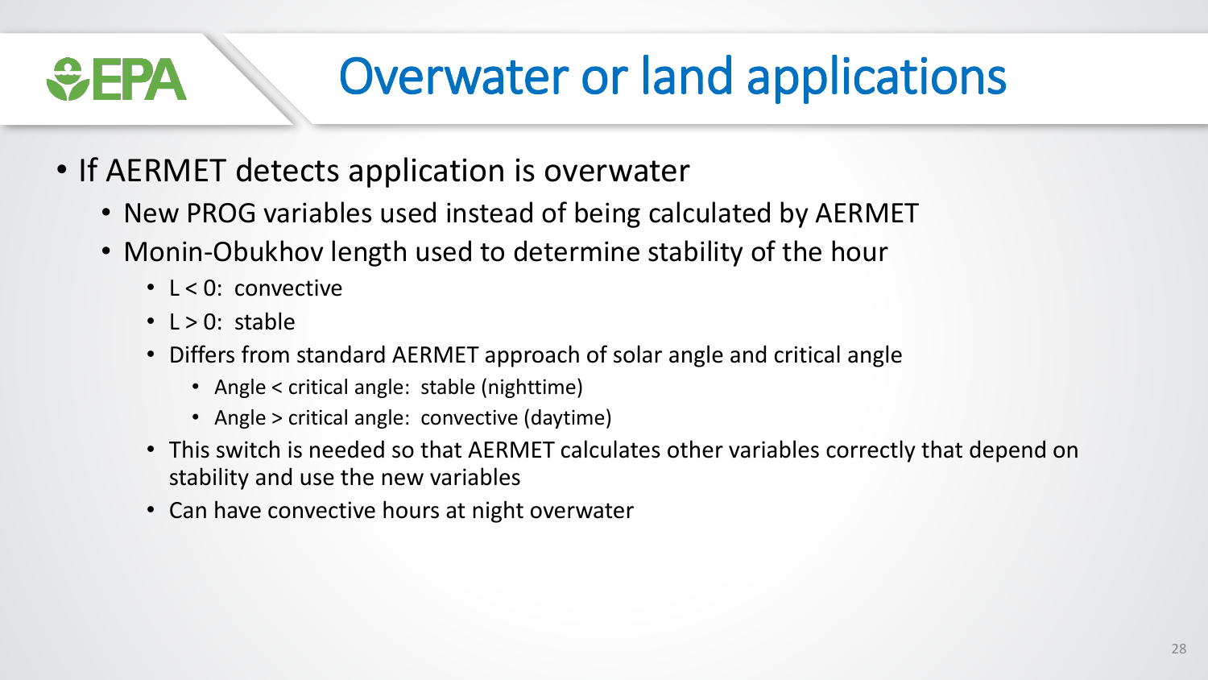# Overwater or land applications

- If AERMET detects application is overwater
  - New PROG variables used instead of being calculated by AERMET
  - Monin-Obukhov length used to determine stability of the hour
    - $L < 0$: convective
    - $L > 0$: stable
    - Differs from standard AERMET approach of solar angle and critical angle
      - Angle < critical angle: stable (nighttime)
      - Angle > critical angle: convective (daytime)
    - This switch is needed so that AERMET calculates other variables correctly that depend on stability and use the new variables
    - Can have convective hours at night overwater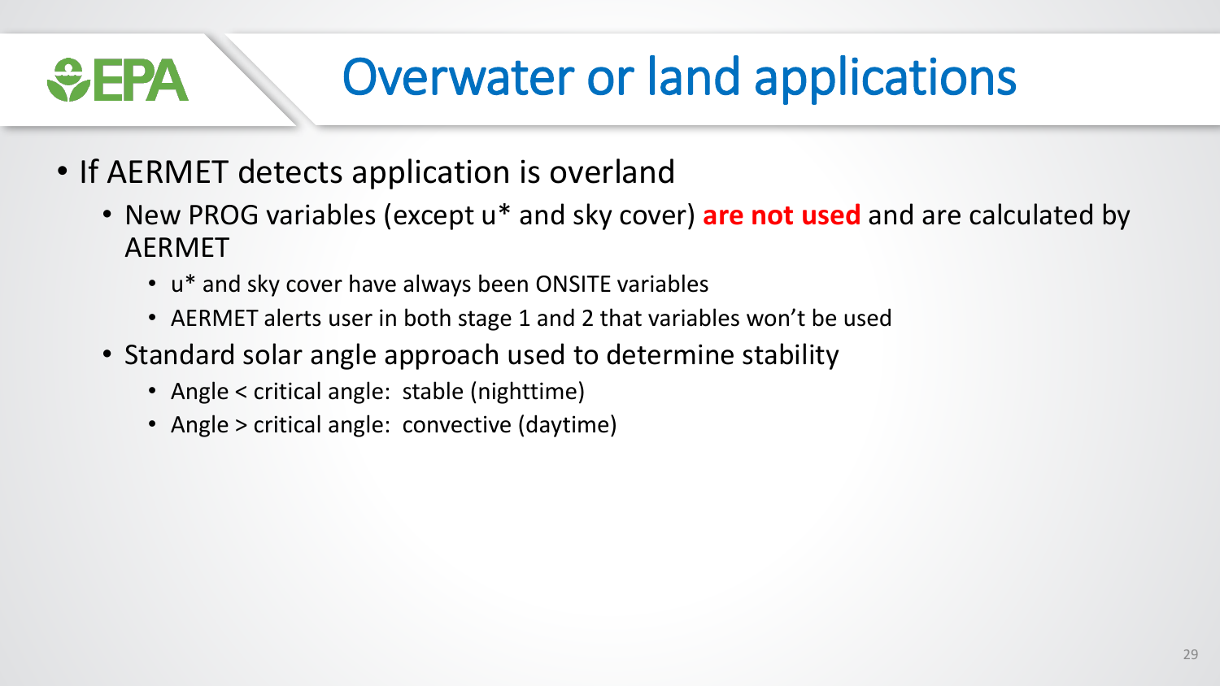# Overwater or land applications

- If AERMET detects application is overland
  - New PROG variables (except u* and sky cover) **are not used** and are calculated by AERMET
    - u* and sky cover have always been ONSITE variables
    - AERMET alerts user in both stage 1 and 2 that variables won't be used
  - Standard solar angle approach used to determine stability
    - Angle < critical angle: stable (nighttime)
    - Angle > critical angle: convective (daytime)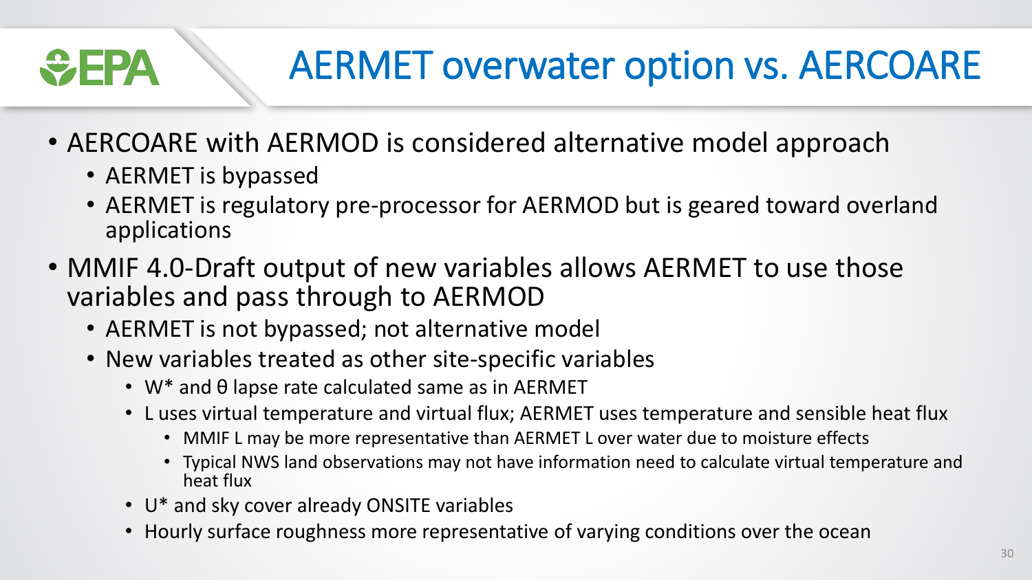# AERMET overwater option vs. AERCOARE

- AERCOARE with AERMOD is considered alternative model approach
  - AERMET is bypassed
  - AERMET is regulatory pre-processor for AERMOD but is geared toward overland applications
- MMIF 4.0-Draft output of new variables allows AERMET to use those variables and pass through to AERMOD
  - AERMET is not bypassed; not alternative model
  - New variables treated as other site-specific variables
    - W* and θ lapse rate calculated same as in AERMET
    - L uses virtual temperature and virtual flux; AERMET uses temperature and sensible heat flux
      - MMIF L may be more representative than AERMET L over water due to moisture effects
      - Typical NWS land observations may not have information need to calculate virtual temperature and heat flux
    - U* and sky cover already ONSITE variables
    - Hourly surface roughness more representative of varying conditions over the ocean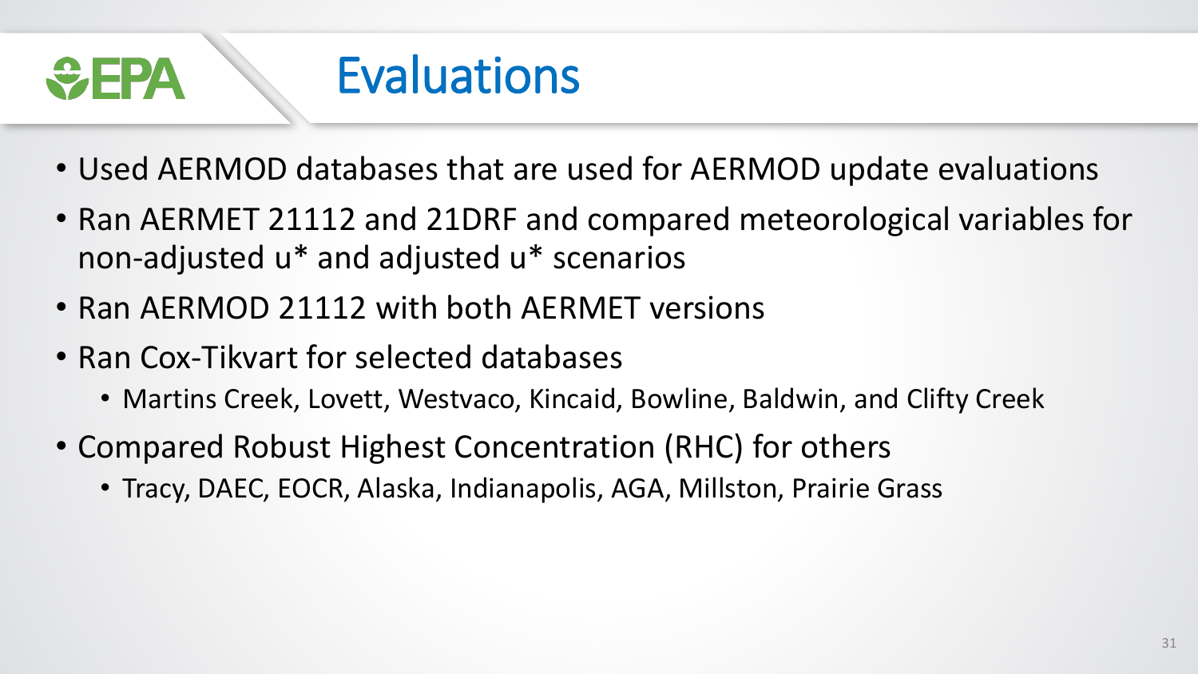# Evaluations

- Used AERMOD databases that are used for AERMOD update evaluations
- Ran AERMET 21112 and 21DRF and compared meteorological variables for non-adjusted u* and adjusted u* scenarios
- Ran AERMOD 21112 with both AERMET versions
- Ran Cox-Tikvart for selected databases
  - Martins Creek, Lovett, Westvaco, Kincaid, Bowline, Baldwin, and Clifty Creek
- Compared Robust Highest Concentration (RHC) for others
  - Tracy, DAEC, EOCR, Alaska, Indianapolis, AGA, Millston, Prairie Grass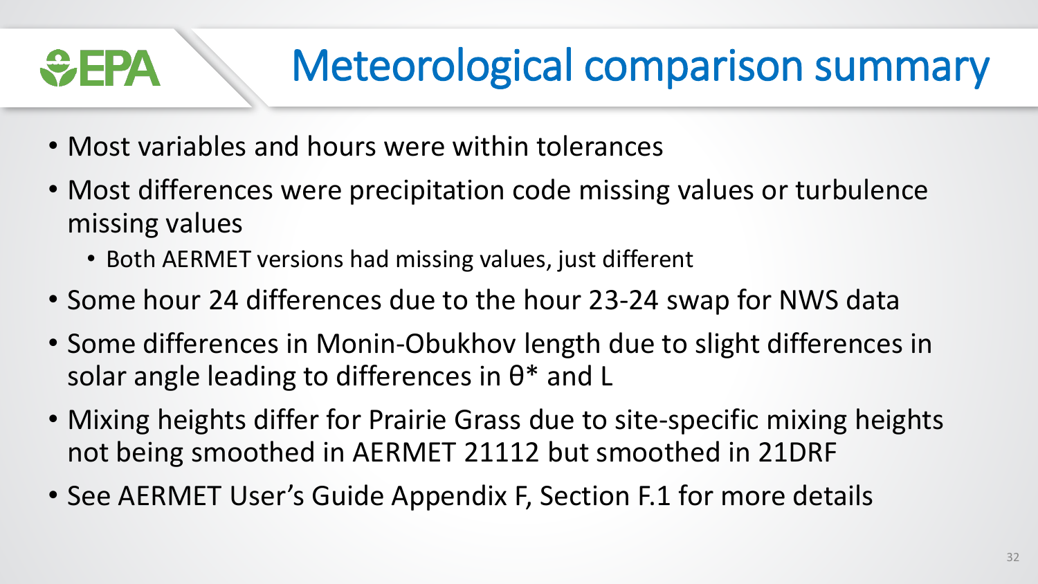# Meteorological comparison summary

- Most variables and hours were within tolerances
- Most differences were precipitation code missing values or turbulence missing values
  - Both AERMET versions had missing values, just different
- Some hour 24 differences due to the hour 23-24 swap for NWS data
- Some differences in Monin-Obukhov length due to slight differences in solar angle leading to differences in $\theta^*$ and L
- Mixing heights differ for Prairie Grass due to site-specific mixing heights not being smoothed in AERMET 21112 but smoothed in 21DRF
- See AERMET User's Guide Appendix F, Section F.1 for more details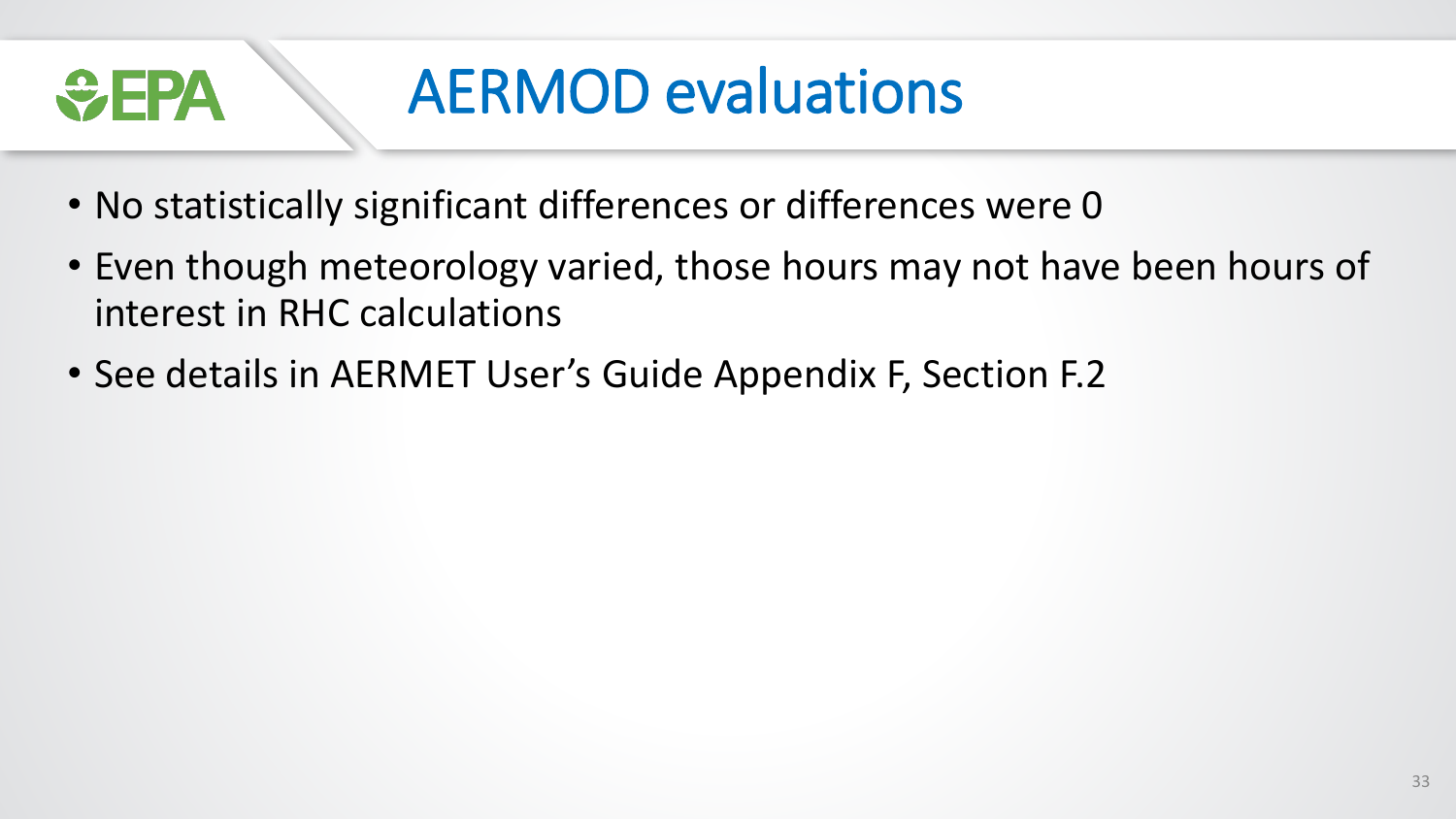# AERMOD evaluations

- No statistically significant differences or differences were 0
- Even though meteorology varied, those hours may not have been hours of interest in RHC calculations
- See details in AERMET User's Guide Appendix F, Section F.2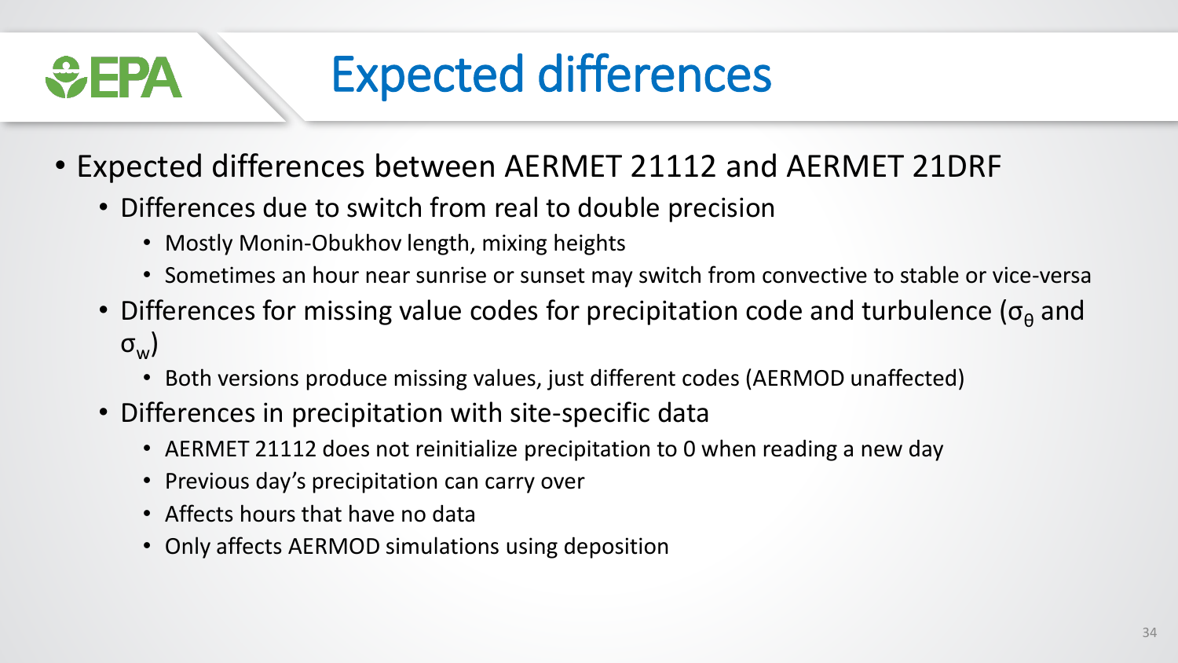# Expected differences

- Expected differences between AERMET 21112 and AERMET 21DRF
  - Differences due to switch from real to double precision
    - Mostly Monin-Obukhov length, mixing heights
    - Sometimes an hour near sunrise or sunset may switch from convective to stable or vice-versa
  - Differences for missing value codes for precipitation code and turbulence ($\sigma_\theta$ and $\sigma_w$)
    - Both versions produce missing values, just different codes (AERMOD unaffected)
  - Differences in precipitation with site-specific data
    - AERMET 21112 does not reinitialize precipitation to 0 when reading a new day
    - Previous day's precipitation can carry over
    - Affects hours that have no data
    - Only affects AERMOD simulations using deposition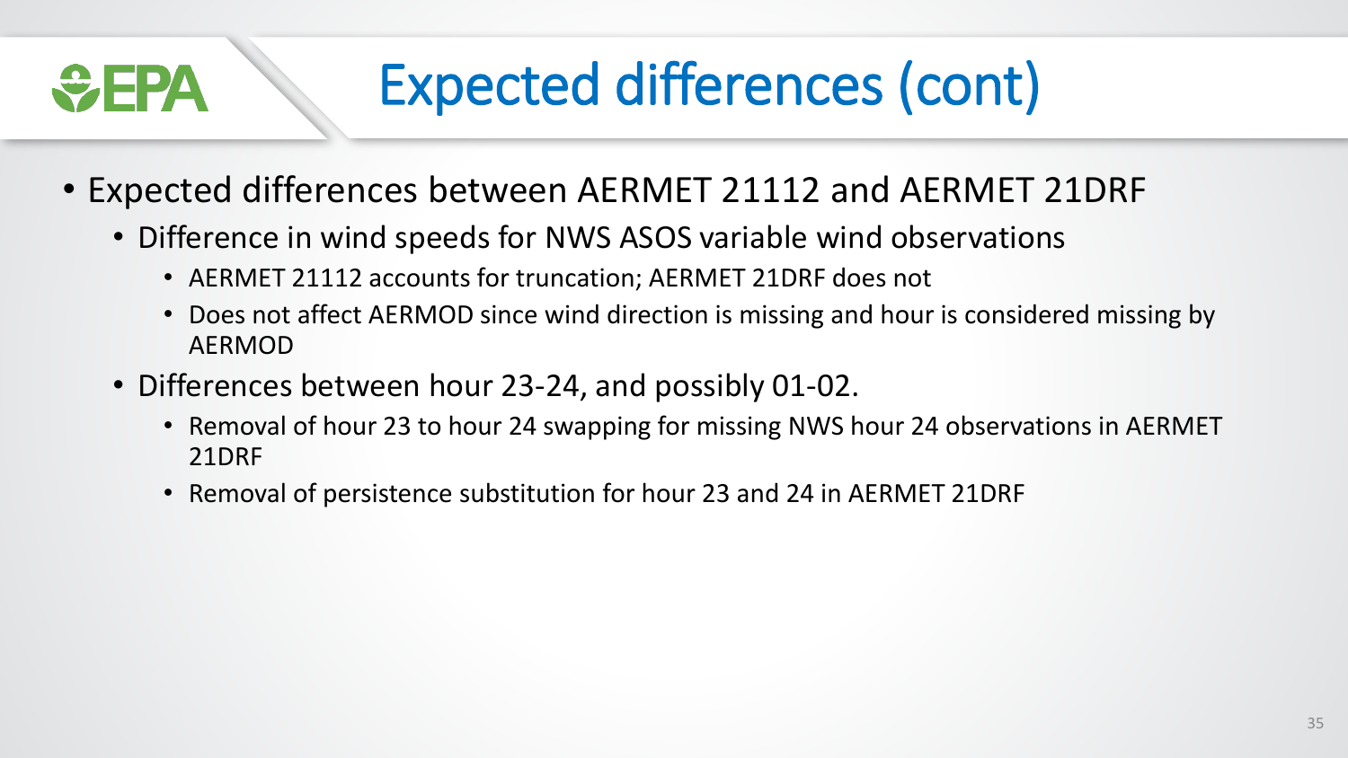# Expected differences (cont)

- Expected differences between AERMET 21112 and AERMET 21DRF
  - Difference in wind speeds for NWS ASOS variable wind observations
    - AERMET 21112 accounts for truncation; AERMET 21DRF does not
    - Does not affect AERMOD since wind direction is missing and hour is considered missing by AERMOD
  - Differences between hour 23-24, and possibly 01-02.
    - Removal of hour 23 to hour 24 swapping for missing NWS hour 24 observations in AERMET 21DRF
    - Removal of persistence substitution for hour 23 and 24 in AERMET 21DRF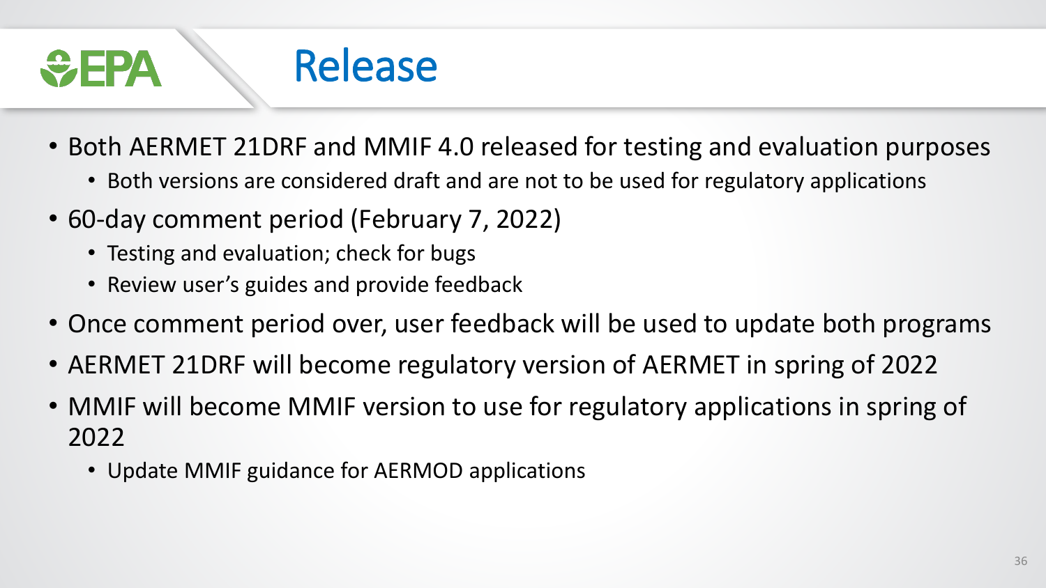# Release

- Both AERMET 21DRF and MMIF 4.0 released for testing and evaluation purposes
  - Both versions are considered draft and are not to be used for regulatory applications
- 60-day comment period (February 7, 2022)
  - Testing and evaluation; check for bugs
  - Review user's guides and provide feedback
- Once comment period over, user feedback will be used to update both programs
- AERMET 21DRF will become regulatory version of AERMET in spring of 2022
- MMIF will become MMIF version to use for regulatory applications in spring of 2022
  - Update MMIF guidance for AERMOD applications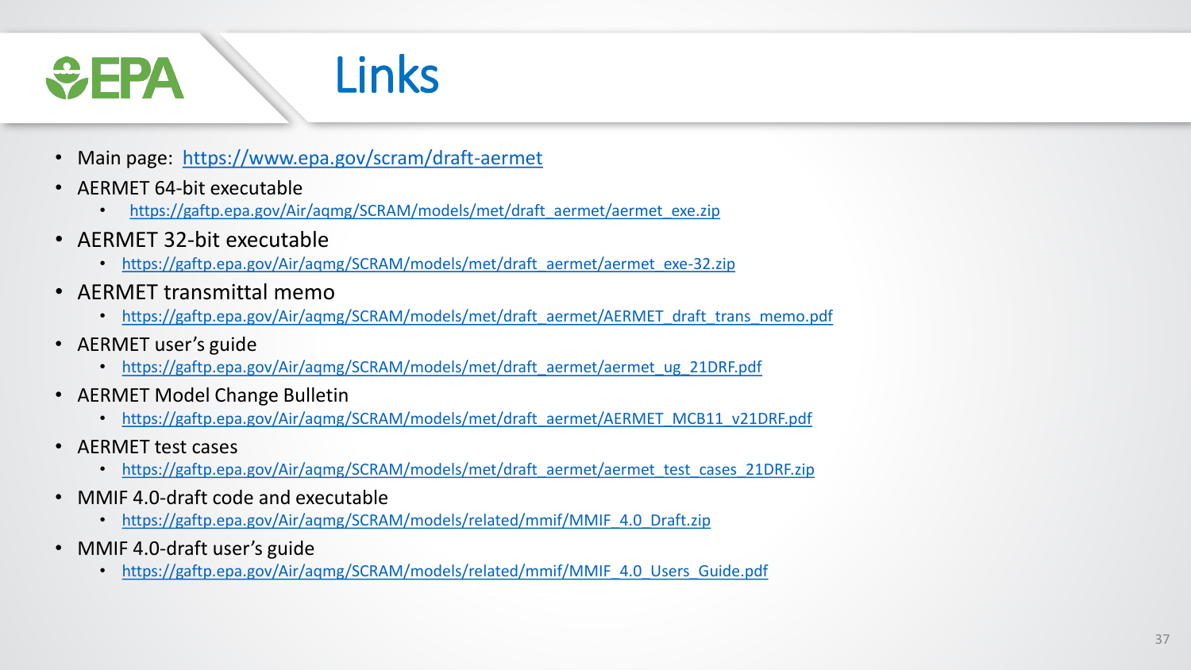# Links

- Main page: https://www.epa.gov/scram/draft-aermet
- AERMET 64-bit executable
  - https://gaftp.epa.gov/Air/aqmg/SCRAM/models/met/draft_aermet/aermet_exe.zip
- AERMET 32-bit executable
  - https://gaftp.epa.gov/Air/aqmg/SCRAM/models/met/draft_aermet/aermet_exe-32.zip
- AERMET transmittal memo
  - https://gaftp.epa.gov/Air/aqmg/SCRAM/models/met/draft_aermet/AERMET_draft_trans_memo.pdf
- AERMET user's guide
  - https://gaftp.epa.gov/Air/aqmg/SCRAM/models/met/draft_aermet/aermet_ug_21DRF.pdf
- AERMET Model Change Bulletin
  - https://gaftp.epa.gov/Air/aqmg/SCRAM/models/met/draft_aermet/AERMET_MCB11_v21DRF.pdf
- AERMET test cases
  - https://gaftp.epa.gov/Air/aqmg/SCRAM/models/met/draft_aermet/aermet_test_cases_21DRF.zip
- MMIF 4.0-draft code and executable
  - https://gaftp.epa.gov/Air/aqmg/SCRAM/models/related/mmif/MMIF_4.0_Draft.zip
- MMIF 4.0-draft user's guide
  - https://gaftp.epa.gov/Air/aqmg/SCRAM/models/related/mmif/MMIF_4.0_Users_Guide.pdf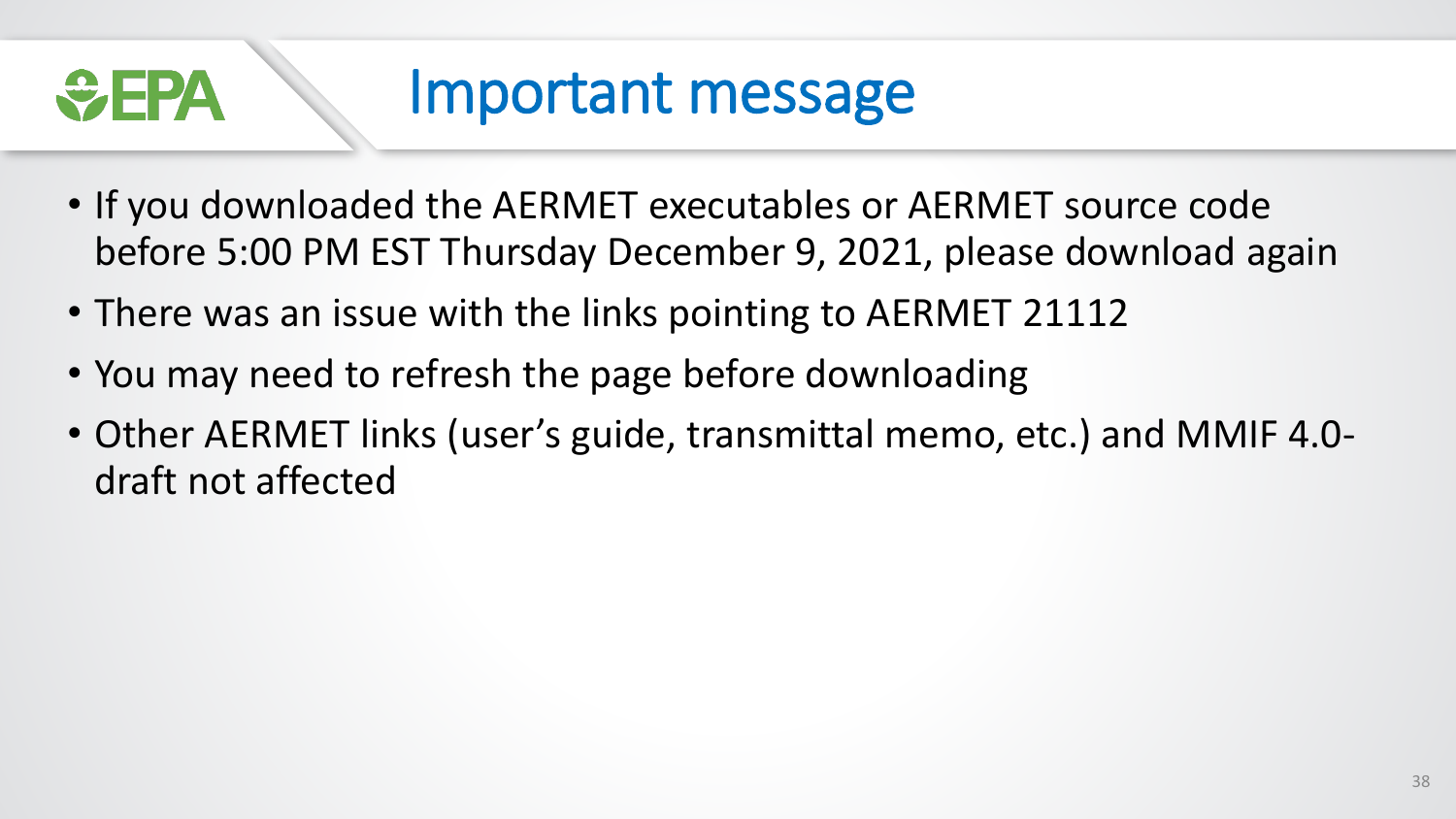# Important message

- If you downloaded the AERMET executables or AERMET source code before 5:00 PM EST Thursday December 9, 2021, please download again
- There was an issue with the links pointing to AERMET 21112
- You may need to refresh the page before downloading
- Other AERMET links (user's guide, transmittal memo, etc.) and MMIF 4.0-draft not affected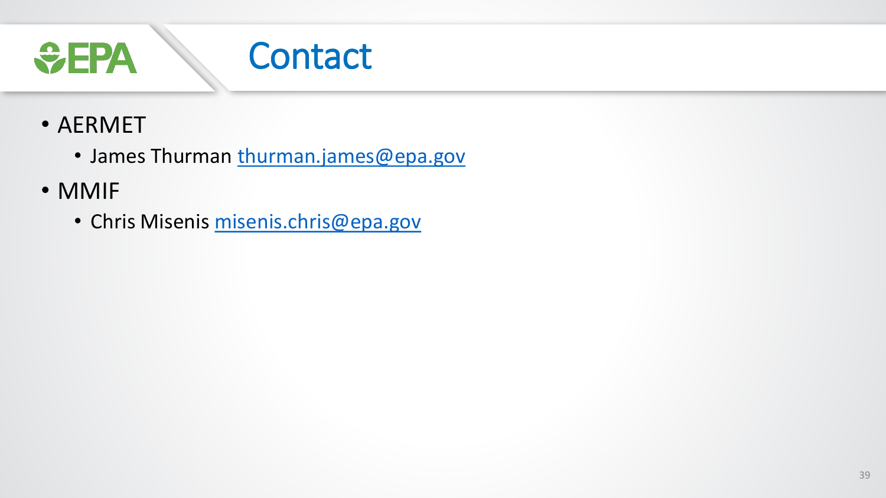# Contact

- AERMET
  - James Thurman thurman.james@epa.gov
- MMIF
  - Chris Misenis misenis.chris@epa.gov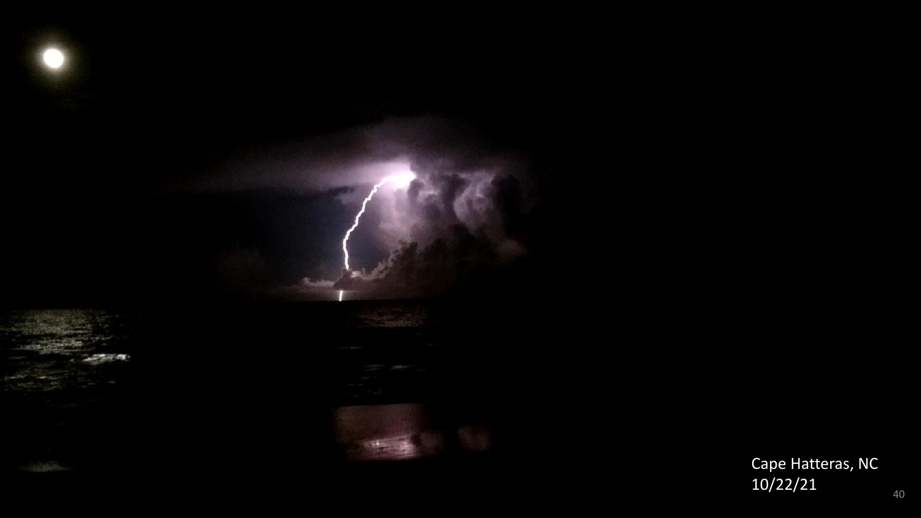Cape Hatteras, NC
10/22/21